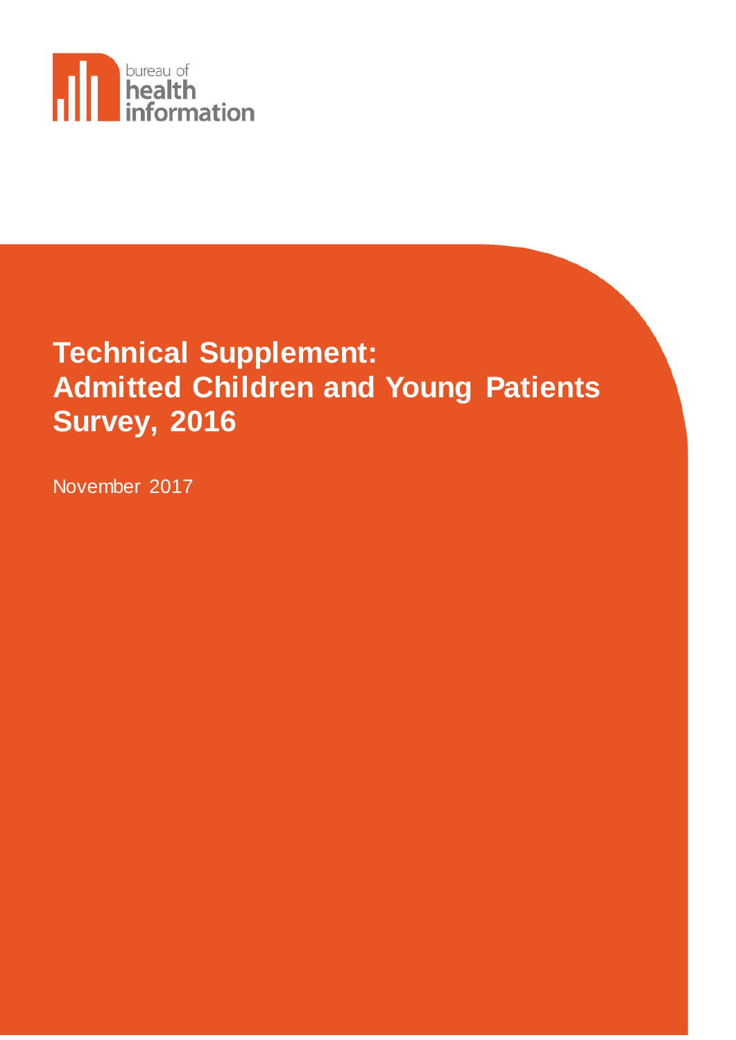bureau of health information

# Technical Supplement: Admitted Children and Young Patients Survey, 2016

November 2017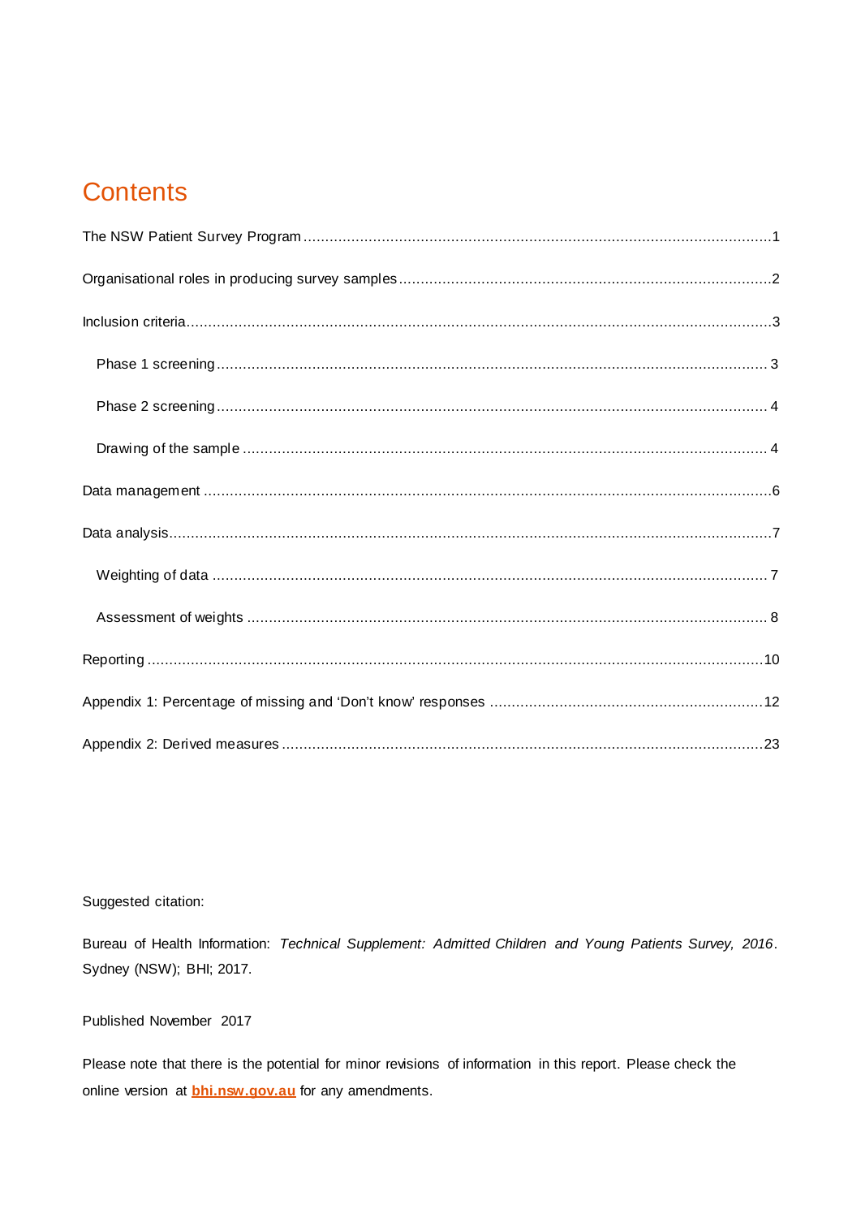# Contents

The NSW Patient Survey Program .......... 1

Organisational roles in producing survey samples .......... 2

Inclusion criteria .......... 3

- Phase 1 screening .......... 3
- Phase 2 screening .......... 4
- Drawing of the sample .......... 4

Data management .......... 6

Data analysis .......... 7

- Weighting of data .......... 7
- Assessment of weights .......... 8

Reporting .......... 10

Appendix 1: Percentage of missing and 'Don't know' responses .......... 12

Appendix 2: Derived measures .......... 23

Suggested citation:

Bureau of Health Information: *Technical Supplement: Admitted Children and Young Patients Survey, 2016*. Sydney (NSW); BHI; 2017.

Published November 2017

Please note that there is the potential for minor revisions of information in this report. Please check the online version at **bhi.nsw.gov.au** for any amendments.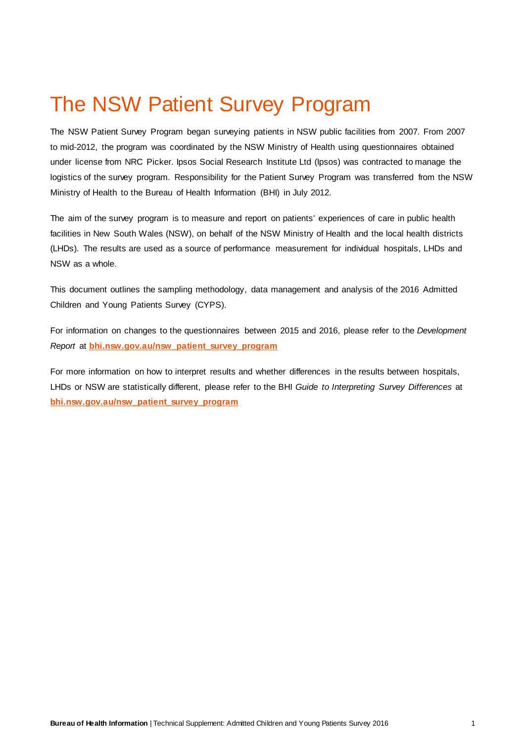# The NSW Patient Survey Program

The NSW Patient Survey Program began surveying patients in NSW public facilities from 2007. From 2007 to mid-2012, the program was coordinated by the NSW Ministry of Health using questionnaires obtained under license from NRC Picker. Ipsos Social Research Institute Ltd (Ipsos) was contracted to manage the logistics of the survey program. Responsibility for the Patient Survey Program was transferred from the NSW Ministry of Health to the Bureau of Health Information (BHI) in July 2012.

The aim of the survey program is to measure and report on patients' experiences of care in public health facilities in New South Wales (NSW), on behalf of the NSW Ministry of Health and the local health districts (LHDs). The results are used as a source of performance measurement for individual hospitals, LHDs and NSW as a whole.

This document outlines the sampling methodology, data management and analysis of the 2016 Admitted Children and Young Patients Survey (CYPS).

For information on changes to the questionnaires between 2015 and 2016, please refer to the *Development Report* at **bhi.nsw.gov.au/nsw_patient_survey_program**

For more information on how to interpret results and whether differences in the results between hospitals, LHDs or NSW are statistically different, please refer to the BHI *Guide to Interpreting Survey Differences* at **bhi.nsw.gov.au/nsw_patient_survey_program**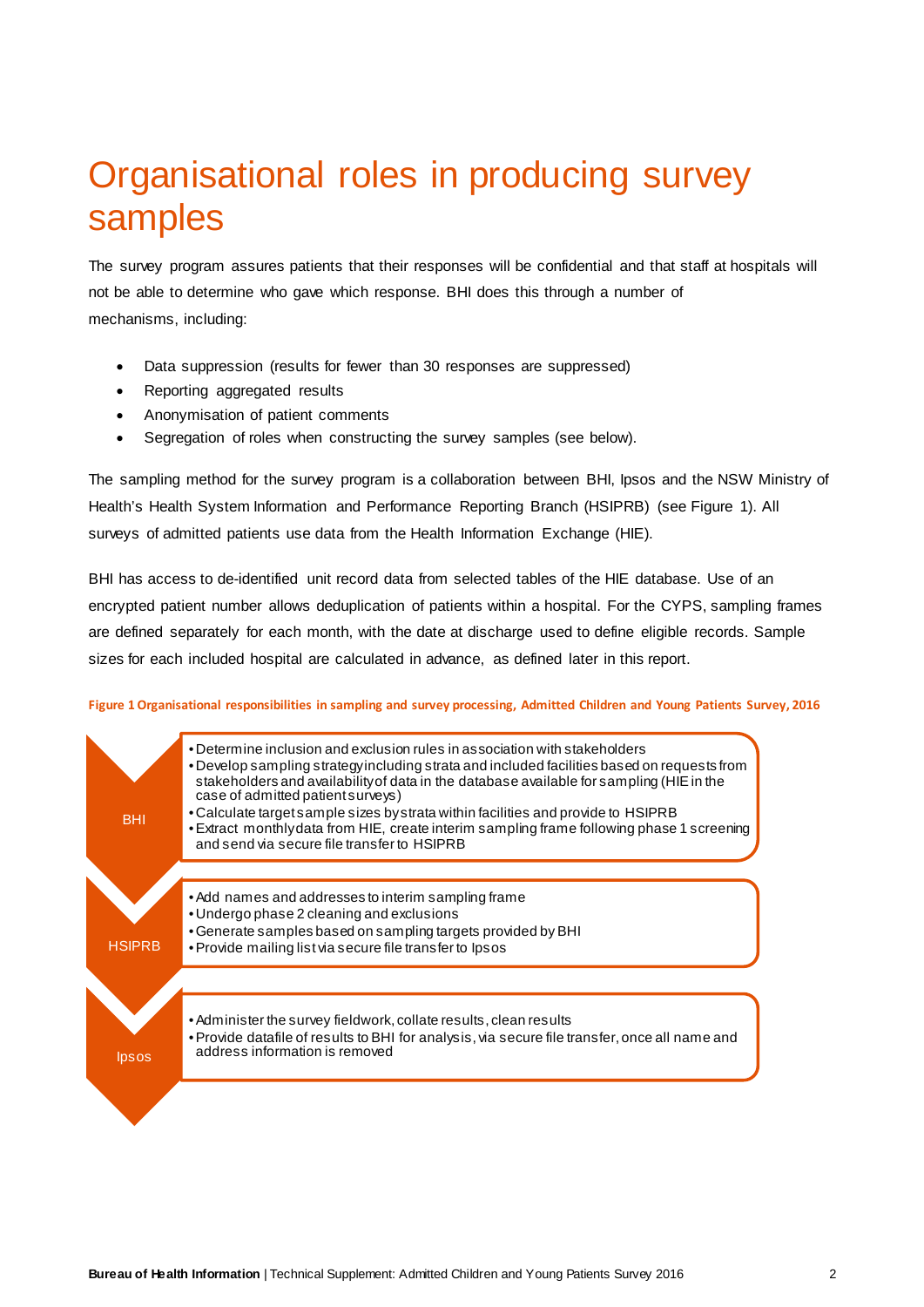# Organisational roles in producing survey samples

The survey program assures patients that their responses will be confidential and that staff at hospitals will not be able to determine who gave which response. BHI does this through a number of mechanisms, including:

- Data suppression (results for fewer than 30 responses are suppressed)
- Reporting aggregated results
- Anonymisation of patient comments
- Segregation of roles when constructing the survey samples (see below).

The sampling method for the survey program is a collaboration between BHI, Ipsos and the NSW Ministry of Health's Health System Information and Performance Reporting Branch (HSIPRB) (see Figure 1). All surveys of admitted patients use data from the Health Information Exchange (HIE).

BHI has access to de-identified unit record data from selected tables of the HIE database. Use of an encrypted patient number allows deduplication of patients within a hospital. For the CYPS, sampling frames are defined separately for each month, with the date at discharge used to define eligible records. Sample sizes for each included hospital are calculated in advance, as defined later in this report.

**Figure 1 Organisational responsibilities in sampling and survey processing, Admitted Children and Young Patients Survey, 2016**

**BHI**

- Determine inclusion and exclusion rules in association with stakeholders
- Develop sampling strategy including strata and included facilities based on requests from stakeholders and availability of data in the database available for sampling (HIE in the case of admitted patient surveys)
- Calculate target sample sizes by strata within facilities and provide to HSIPRB
- Extract monthly data from HIE, create interim sampling frame following phase 1 screening and send via secure file transfer to HSIPRB

**HSIPRB**

- Add names and addresses to interim sampling frame
- Undergo phase 2 cleaning and exclusions
- Generate samples based on sampling targets provided by BHI
- Provide mailing list via secure file transfer to Ipsos

**Ipsos**

- Administer the survey fieldwork, collate results, clean results
- Provide datafile of results to BHI for analysis, via secure file transfer, once all name and address information is removed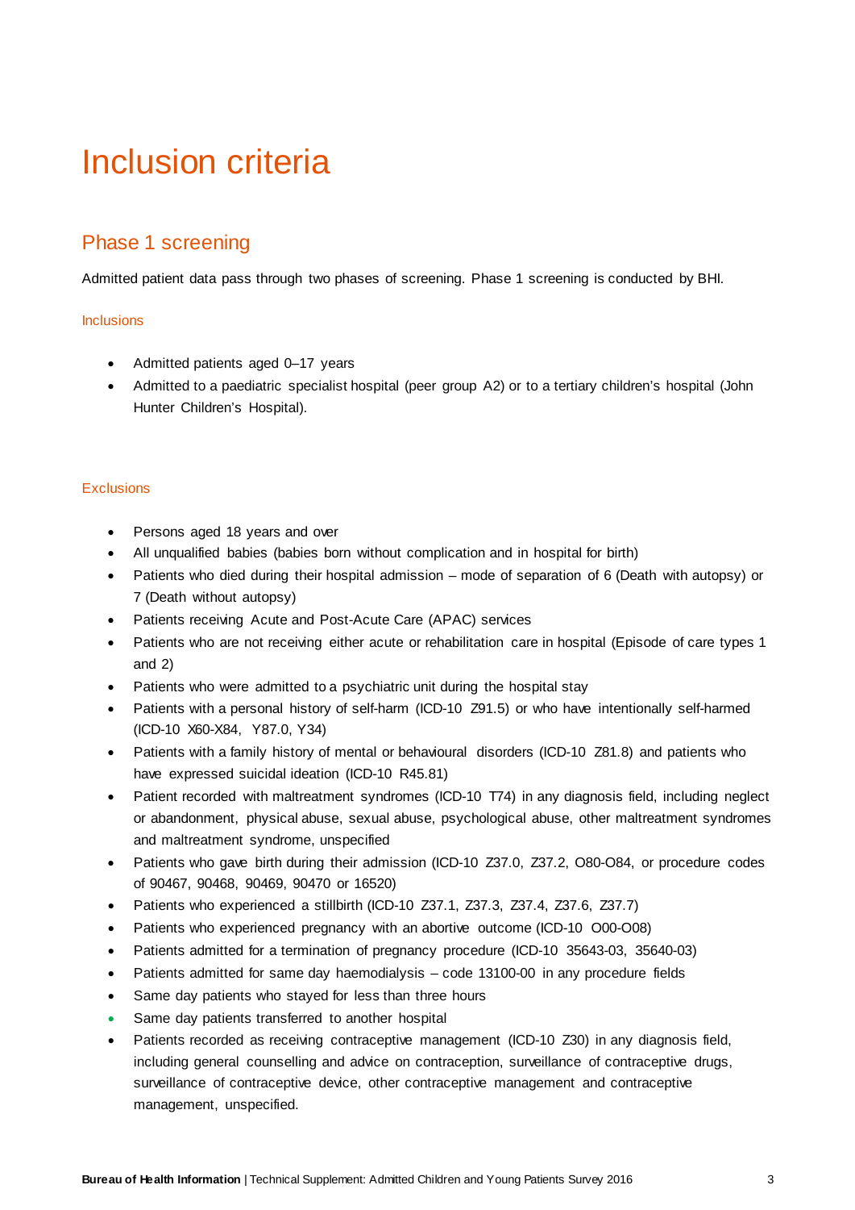# Inclusion criteria

## Phase 1 screening

Admitted patient data pass through two phases of screening. Phase 1 screening is conducted by BHI.

### Inclusions

- Admitted patients aged 0–17 years
- Admitted to a paediatric specialist hospital (peer group A2) or to a tertiary children's hospital (John Hunter Children's Hospital).

### Exclusions

- Persons aged 18 years and over
- All unqualified babies (babies born without complication and in hospital for birth)
- Patients who died during their hospital admission – mode of separation of 6 (Death with autopsy) or 7 (Death without autopsy)
- Patients receiving Acute and Post-Acute Care (APAC) services
- Patients who are not receiving either acute or rehabilitation care in hospital (Episode of care types 1 and 2)
- Patients who were admitted to a psychiatric unit during the hospital stay
- Patients with a personal history of self-harm (ICD-10 Z91.5) or who have intentionally self-harmed (ICD-10 X60-X84, Y87.0, Y34)
- Patients with a family history of mental or behavioural disorders (ICD-10 Z81.8) and patients who have expressed suicidal ideation (ICD-10 R45.81)
- Patient recorded with maltreatment syndromes (ICD-10 T74) in any diagnosis field, including neglect or abandonment, physical abuse, sexual abuse, psychological abuse, other maltreatment syndromes and maltreatment syndrome, unspecified
- Patients who gave birth during their admission (ICD-10 Z37.0, Z37.2, O80-O84, or procedure codes of 90467, 90468, 90469, 90470 or 16520)
- Patients who experienced a stillbirth (ICD-10 Z37.1, Z37.3, Z37.4, Z37.6, Z37.7)
- Patients who experienced pregnancy with an abortive outcome (ICD-10 O00-O08)
- Patients admitted for a termination of pregnancy procedure (ICD-10 35643-03, 35640-03)
- Patients admitted for same day haemodialysis – code 13100-00 in any procedure fields
- Same day patients who stayed for less than three hours
- Same day patients transferred to another hospital
- Patients recorded as receiving contraceptive management (ICD-10 Z30) in any diagnosis field, including general counselling and advice on contraception, surveillance of contraceptive drugs, surveillance of contraceptive device, other contraceptive management and contraceptive management, unspecified.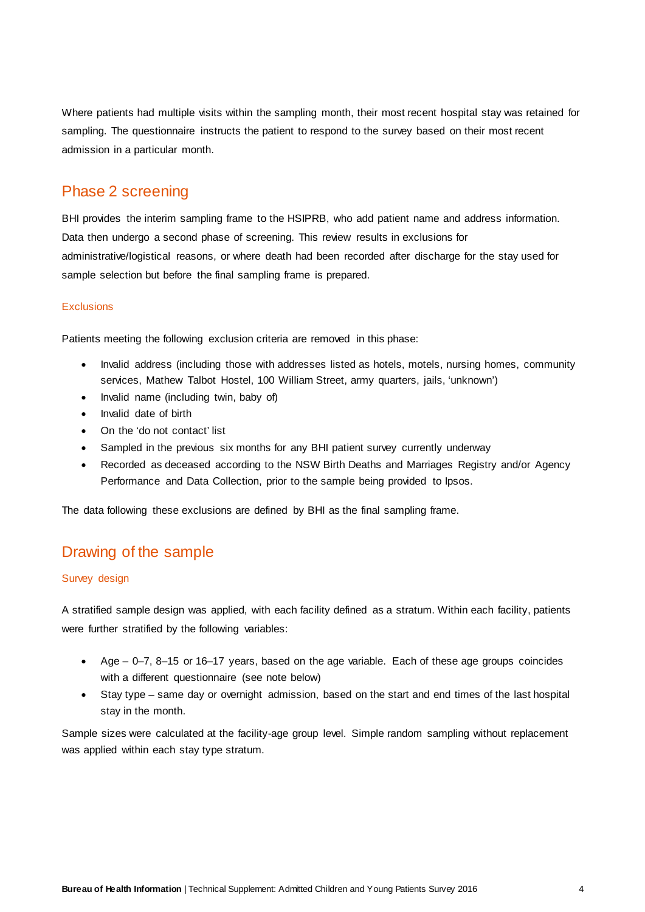Where patients had multiple visits within the sampling month, their most recent hospital stay was retained for sampling. The questionnaire instructs the patient to respond to the survey based on their most recent admission in a particular month.

## Phase 2 screening

BHI provides the interim sampling frame to the HSIPRB, who add patient name and address information. Data then undergo a second phase of screening. This review results in exclusions for administrative/logistical reasons, or where death had been recorded after discharge for the stay used for sample selection but before the final sampling frame is prepared.

### Exclusions

Patients meeting the following exclusion criteria are removed in this phase:

- Invalid address (including those with addresses listed as hotels, motels, nursing homes, community services, Mathew Talbot Hostel, 100 William Street, army quarters, jails, 'unknown')
- Invalid name (including twin, baby of)
- Invalid date of birth
- On the 'do not contact' list
- Sampled in the previous six months for any BHI patient survey currently underway
- Recorded as deceased according to the NSW Birth Deaths and Marriages Registry and/or Agency Performance and Data Collection, prior to the sample being provided to Ipsos.

The data following these exclusions are defined by BHI as the final sampling frame.

## Drawing of the sample

### Survey design

A stratified sample design was applied, with each facility defined as a stratum. Within each facility, patients were further stratified by the following variables:

- Age – 0–7, 8–15 or 16–17 years, based on the age variable. Each of these age groups coincides with a different questionnaire (see note below)
- Stay type – same day or overnight admission, based on the start and end times of the last hospital stay in the month.

Sample sizes were calculated at the facility-age group level. Simple random sampling without replacement was applied within each stay type stratum.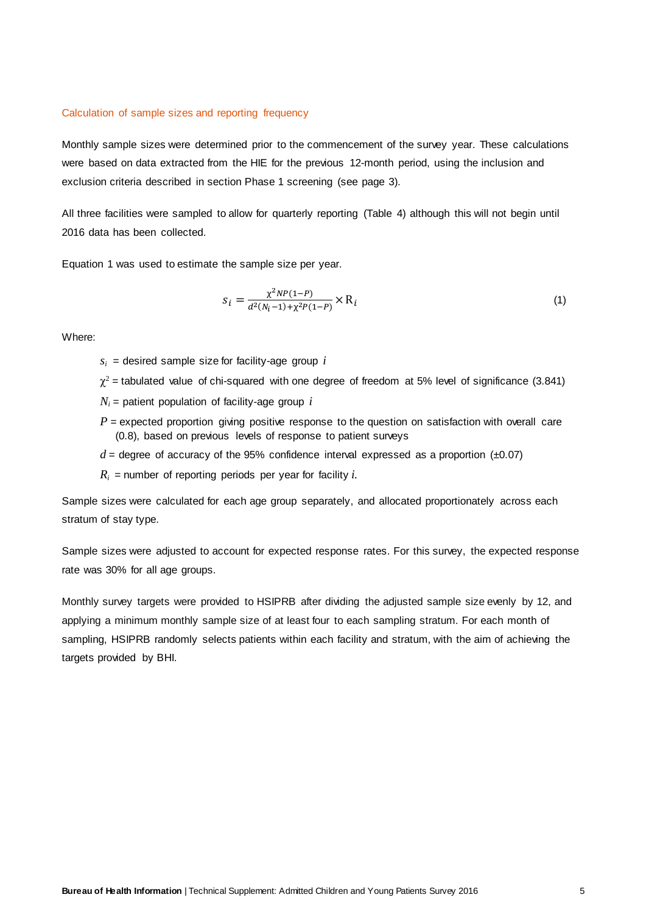## Calculation of sample sizes and reporting frequency

Monthly sample sizes were determined prior to the commencement of the survey year. These calculations were based on data extracted from the HIE for the previous 12-month period, using the inclusion and exclusion criteria described in section Phase 1 screening (see page 3).

All three facilities were sampled to allow for quarterly reporting (Table 4) although this will not begin until 2016 data has been collected.

Equation 1 was used to estimate the sample size per year.

$$s_i = \frac{\chi^2 NP(1-P)}{d^2(N_i - 1) + \chi^2 P(1-P)} \times \mathrm{R}_i \tag{1}$$

Where:

- $s_i$ = desired sample size for facility-age group $i$
- $\chi^2$ = tabulated value of chi-squared with one degree of freedom at 5% level of significance (3.841)
- $N_i$ = patient population of facility-age group $i$
- $P$ = expected proportion giving positive response to the question on satisfaction with overall care (0.8), based on previous levels of response to patient surveys
- $d$ = degree of accuracy of the 95% confidence interval expressed as a proportion (±0.07)
- $R_i$ = number of reporting periods per year for facility $i$.

Sample sizes were calculated for each age group separately, and allocated proportionately across each stratum of stay type.

Sample sizes were adjusted to account for expected response rates. For this survey, the expected response rate was 30% for all age groups.

Monthly survey targets were provided to HSIPRB after dividing the adjusted sample size evenly by 12, and applying a minimum monthly sample size of at least four to each sampling stratum. For each month of sampling, HSIPRB randomly selects patients within each facility and stratum, with the aim of achieving the targets provided by BHI.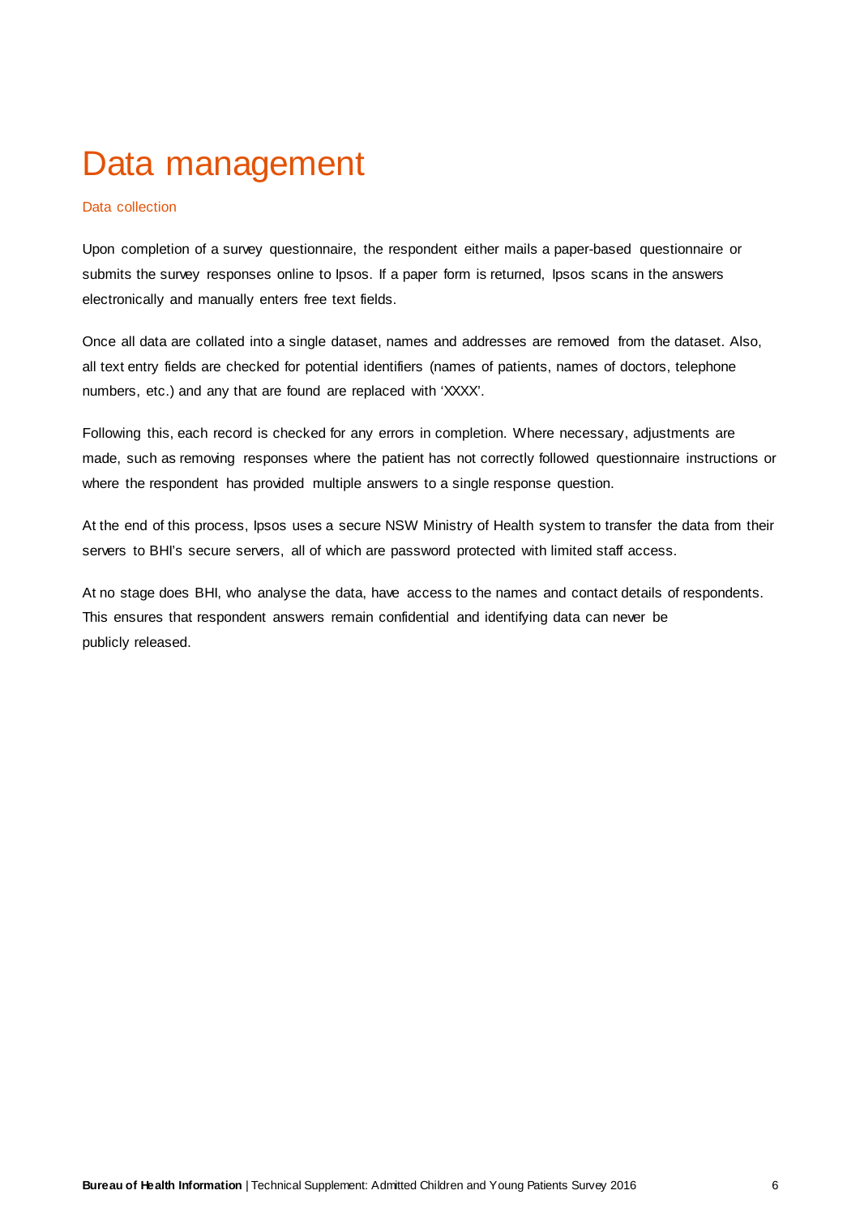# Data management

### Data collection

Upon completion of a survey questionnaire, the respondent either mails a paper-based questionnaire or submits the survey responses online to Ipsos. If a paper form is returned, Ipsos scans in the answers electronically and manually enters free text fields.

Once all data are collated into a single dataset, names and addresses are removed from the dataset. Also, all text entry fields are checked for potential identifiers (names of patients, names of doctors, telephone numbers, etc.) and any that are found are replaced with 'XXXX'.

Following this, each record is checked for any errors in completion. Where necessary, adjustments are made, such as removing responses where the patient has not correctly followed questionnaire instructions or where the respondent has provided multiple answers to a single response question.

At the end of this process, Ipsos uses a secure NSW Ministry of Health system to transfer the data from their servers to BHI's secure servers, all of which are password protected with limited staff access.

At no stage does BHI, who analyse the data, have access to the names and contact details of respondents. This ensures that respondent answers remain confidential and identifying data can never be publicly released.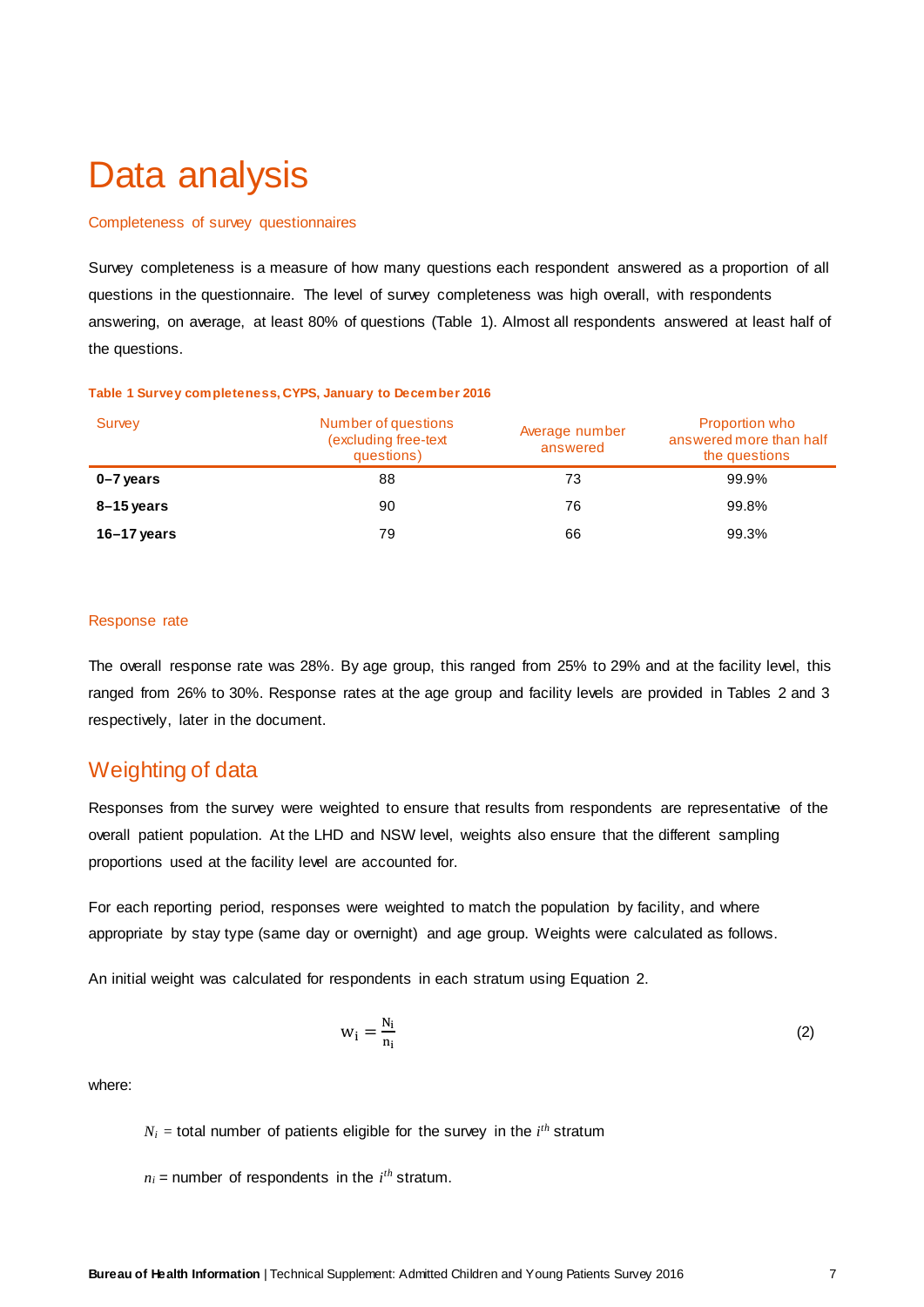# Data analysis

### Completeness of survey questionnaires

Survey completeness is a measure of how many questions each respondent answered as a proportion of all questions in the questionnaire. The level of survey completeness was high overall, with respondents answering, on average, at least 80% of questions (Table 1). Almost all respondents answered at least half of the questions.

**Table 1 Survey completeness, CYPS, January to December 2016**

| Survey | Number of questions (excluding free-text questions) | Average number answered | Proportion who answered more than half the questions |
|---|---|---|---|
| **0–7 years** | 88 | 73 | 99.9% |
| **8–15 years** | 90 | 76 | 99.8% |
| **16–17 years** | 79 | 66 | 99.3% |

### Response rate

The overall response rate was 28%. By age group, this ranged from 25% to 29% and at the facility level, this ranged from 26% to 30%. Response rates at the age group and facility levels are provided in Tables 2 and 3 respectively, later in the document.

## Weighting of data

Responses from the survey were weighted to ensure that results from respondents are representative of the overall patient population. At the LHD and NSW level, weights also ensure that the different sampling proportions used at the facility level are accounted for.

For each reporting period, responses were weighted to match the population by facility, and where appropriate by stay type (same day or overnight) and age group. Weights were calculated as follows.

An initial weight was calculated for respondents in each stratum using Equation 2.

$$w_i = \frac{N_i}{n_i} \qquad (2)$$

where:

$N_i$ = total number of patients eligible for the survey in the $i^{th}$ stratum

$n_i$ = number of respondents in the $i^{th}$ stratum.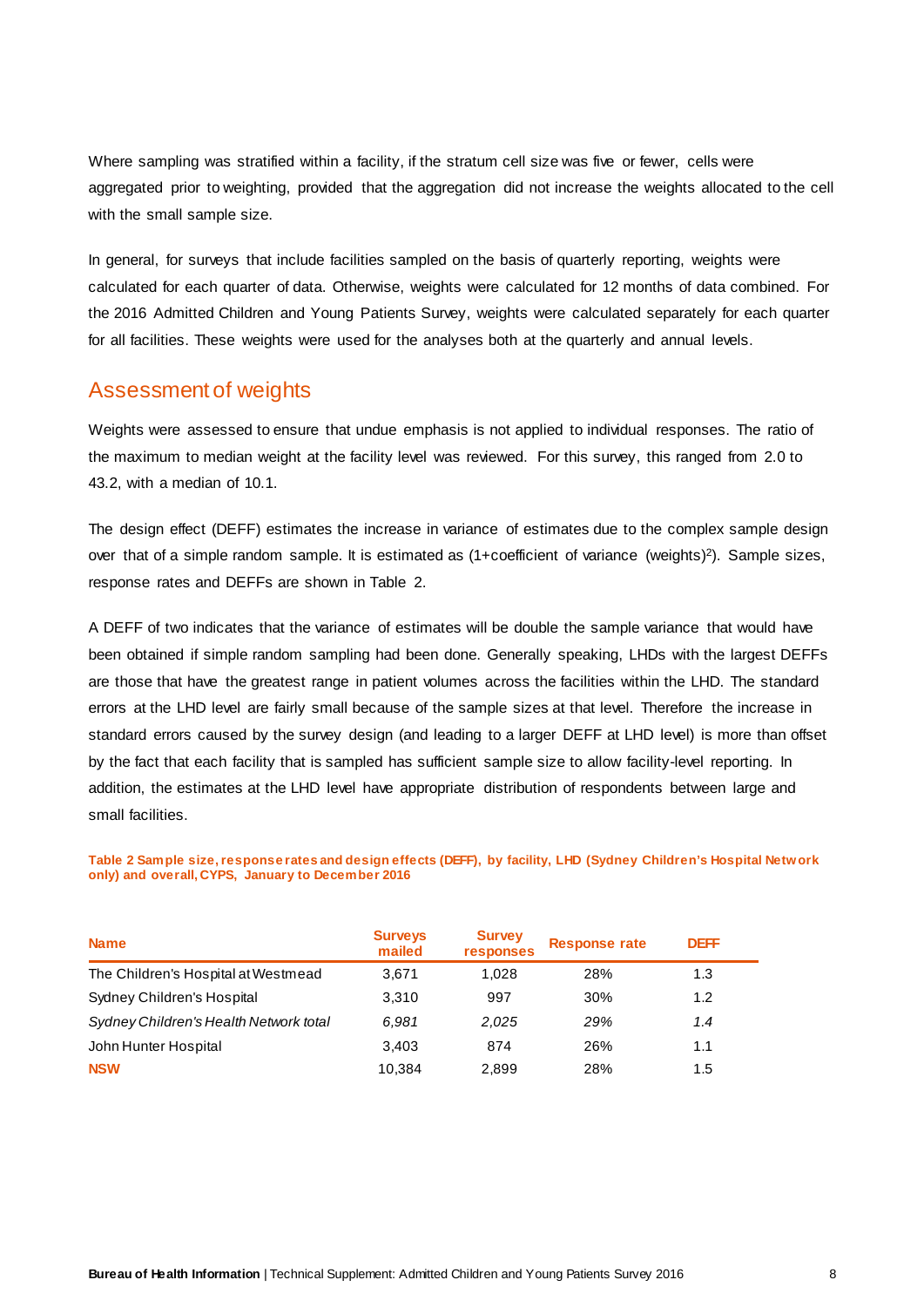Where sampling was stratified within a facility, if the stratum cell size was five or fewer, cells were aggregated prior to weighting, provided that the aggregation did not increase the weights allocated to the cell with the small sample size.

In general, for surveys that include facilities sampled on the basis of quarterly reporting, weights were calculated for each quarter of data. Otherwise, weights were calculated for 12 months of data combined. For the 2016 Admitted Children and Young Patients Survey, weights were calculated separately for each quarter for all facilities. These weights were used for the analyses both at the quarterly and annual levels.

## Assessment of weights

Weights were assessed to ensure that undue emphasis is not applied to individual responses. The ratio of the maximum to median weight at the facility level was reviewed. For this survey, this ranged from 2.0 to 43.2, with a median of 10.1.

The design effect (DEFF) estimates the increase in variance of estimates due to the complex sample design over that of a simple random sample. It is estimated as (1+coefficient of variance $(\text{weights})^2$). Sample sizes, response rates and DEFFs are shown in Table 2.

A DEFF of two indicates that the variance of estimates will be double the sample variance that would have been obtained if simple random sampling had been done. Generally speaking, LHDs with the largest DEFFs are those that have the greatest range in patient volumes across the facilities within the LHD. The standard errors at the LHD level are fairly small because of the sample sizes at that level. Therefore the increase in standard errors caused by the survey design (and leading to a larger DEFF at LHD level) is more than offset by the fact that each facility that is sampled has sufficient sample size to allow facility-level reporting. In addition, the estimates at the LHD level have appropriate distribution of respondents between large and small facilities.

**Table 2 Sample size, response rates and design effects (DEFF), by facility, LHD (Sydney Children's Hospital Network only) and overall, CYPS, January to December 2016**

| Name | Surveys mailed | Survey responses | Response rate | DEFF |
|---|---|---|---|---|
| The Children's Hospital at Westmead | 3,671 | 1,028 | 28% | 1.3 |
| Sydney Children's Hospital | 3,310 | 997 | 30% | 1.2 |
| *Sydney Children's Health Network total* | *6,981* | *2,025* | *29%* | *1.4* |
| John Hunter Hospital | 3,403 | 874 | 26% | 1.1 |
| **NSW** | 10,384 | 2,899 | 28% | 1.5 |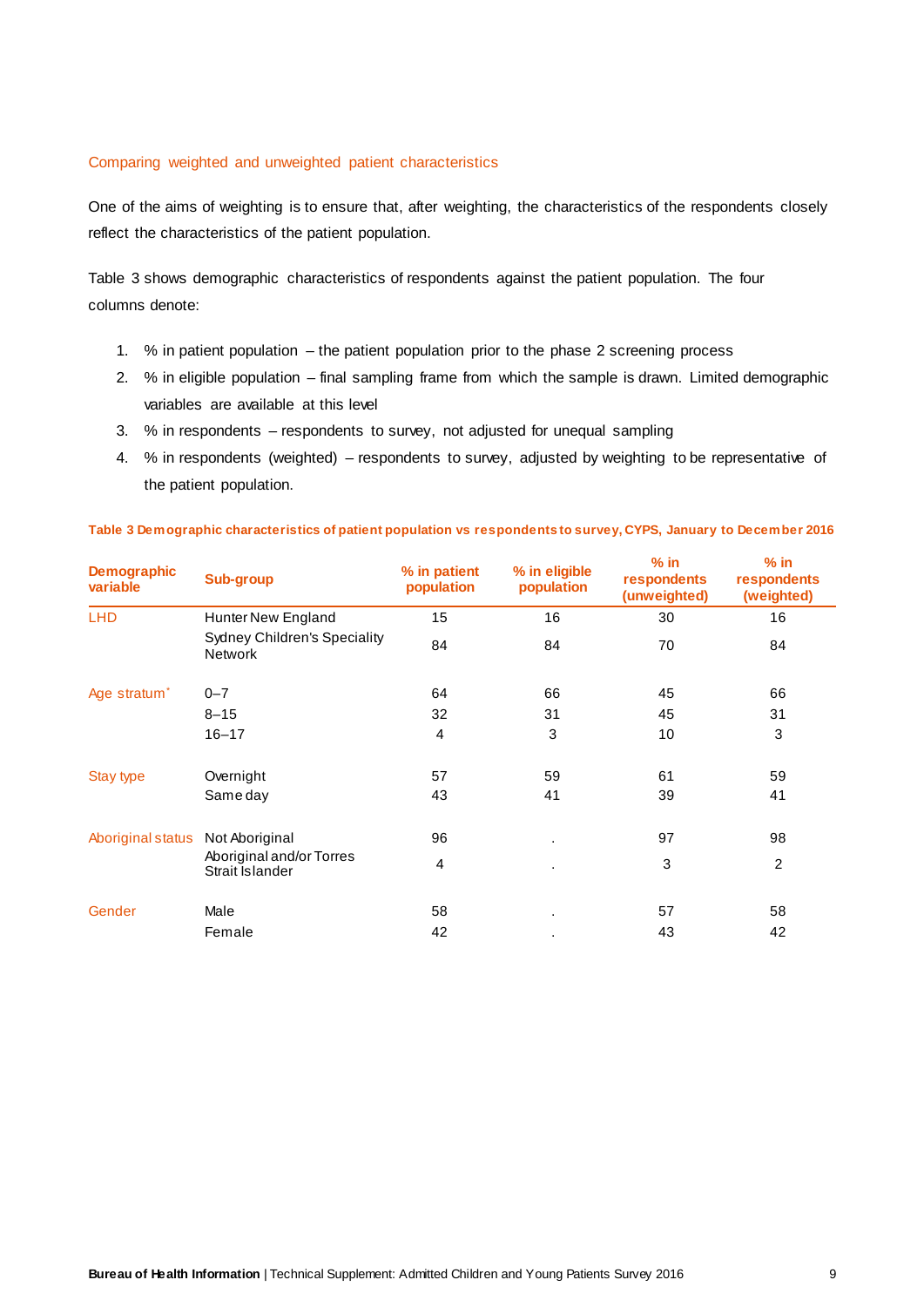### Comparing weighted and unweighted patient characteristics

One of the aims of weighting is to ensure that, after weighting, the characteristics of the respondents closely reflect the characteristics of the patient population.

Table 3 shows demographic characteristics of respondents against the patient population. The four columns denote:

1. % in patient population – the patient population prior to the phase 2 screening process
2. % in eligible population – final sampling frame from which the sample is drawn. Limited demographic variables are available at this level
3. % in respondents – respondents to survey, not adjusted for unequal sampling
4. % in respondents (weighted) – respondents to survey, adjusted by weighting to be representative of the patient population.

**Table 3 Demographic characteristics of patient population vs respondents to survey, CYPS, January to December 2016**

| Demographic variable | Sub-group | % in patient population | % in eligible population | % in respondents (unweighted) | % in respondents (weighted) |
|---|---|---|---|---|---|
| LHD | Hunter New England | 15 | 16 | 30 | 16 |
| | Sydney Children's Speciality Network | 84 | 84 | 70 | 84 |
| Age stratum* | 0–7 | 64 | 66 | 45 | 66 |
| | 8–15 | 32 | 31 | 45 | 31 |
| | 16–17 | 4 | 3 | 10 | 3 |
| Stay type | Overnight | 57 | 59 | 61 | 59 |
| | Same day | 43 | 41 | 39 | 41 |
| Aboriginal status | Not Aboriginal | 96 | . | 97 | 98 |
| | Aboriginal and/or Torres Strait Islander | 4 | . | 3 | 2 |
| Gender | Male | 58 | . | 57 | 58 |
| | Female | 42 | . | 43 | 42 |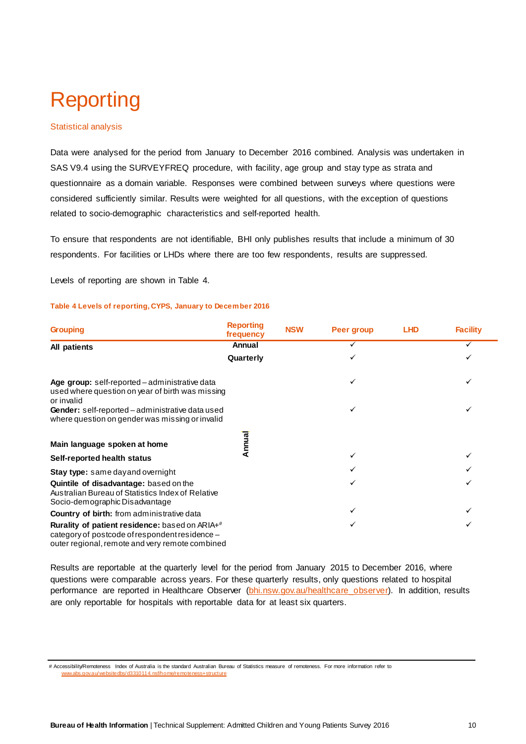# Reporting

## Statistical analysis

Data were analysed for the period from January to December 2016 combined. Analysis was undertaken in SAS V9.4 using the SURVEYFREQ procedure, with facility, age group and stay type as strata and questionnaire as a domain variable. Responses were combined between surveys where questions were considered sufficiently similar. Results were weighted for all questions, with the exception of questions related to socio-demographic characteristics and self-reported health.

To ensure that respondents are not identifiable, BHI only publishes results that include a minimum of 30 respondents. For facilities or LHDs where there are too few respondents, results are suppressed.

Levels of reporting are shown in Table 4.

**Table 4 Levels of reporting, CYPS, January to December 2016**

| Grouping | Reporting frequency | NSW | Peer group | LHD | Facility |
|---|---|---|---|---|---|
| **All patients** | **Annual** | | ✓ | | ✓ |
| | **Quarterly** | | ✓ | | ✓ |
| **Age group:** self-reported – administrative data used where question on year of birth was missing or invalid | Annual | | ✓ | | ✓ |
| **Gender:** self-reported – administrative data used where question on gender was missing or invalid | Annual | | ✓ | | ✓ |
| **Main language spoken at home** | Annual | | | | |
| **Self-reported health status** | Annual | | ✓ | | ✓ |
| **Stay type:** same day and overnight | Annual | | ✓ | | ✓ |
| **Quintile of disadvantage:** based on the Australian Bureau of Statistics Index of Relative Socio-demographic Disadvantage | Annual | | ✓ | | ✓ |
| **Country of birth:** from administrative data | Annual | | ✓ | | ✓ |
| **Rurality of patient residence:** based on ARIA+# category of postcode of respondent residence – outer regional, remote and very remote combined | Annual | | ✓ | | ✓ |

Results are reportable at the quarterly level for the period from January 2015 to December 2016, where questions were comparable across years. For these quarterly results, only questions related to hospital performance are reported in Healthcare Observer (bhi.nsw.gov.au/healthcare_observer). In addition, results are only reportable for hospitals with reportable data for at least six quarters.

# Accessibility/Remoteness Index of Australia is the standard Australian Bureau of Statistics measure of remoteness. For more information refer to www.abs.gov.au/websitedbs/d3310114.nsf/home/remoteness+structure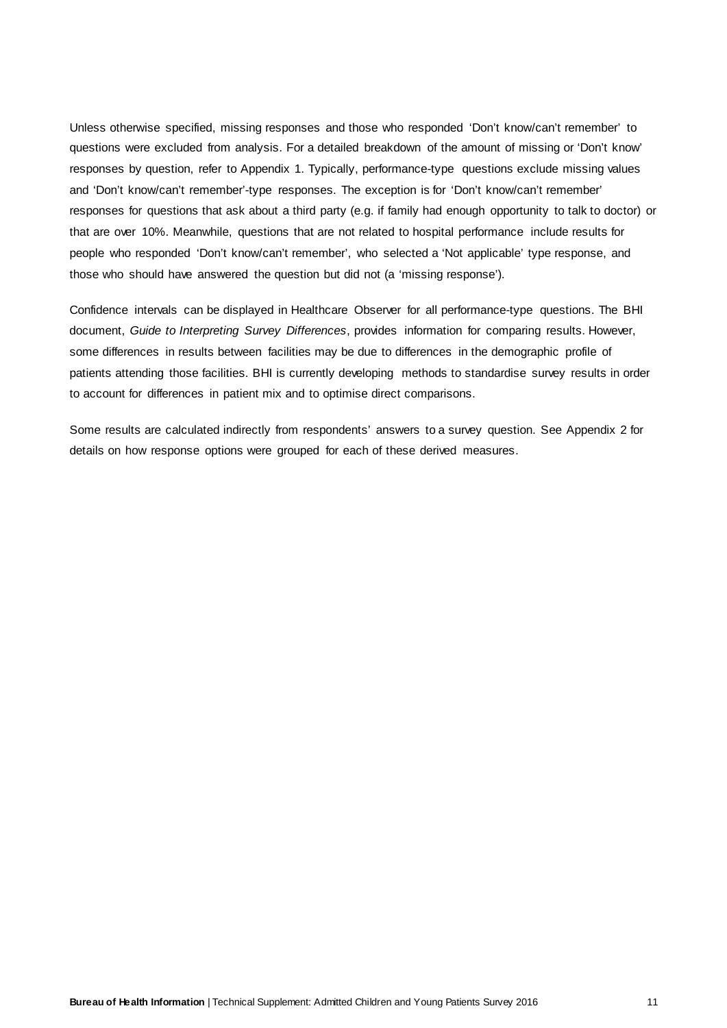Unless otherwise specified, missing responses and those who responded 'Don't know/can't remember' to questions were excluded from analysis. For a detailed breakdown of the amount of missing or 'Don't know' responses by question, refer to Appendix 1. Typically, performance-type questions exclude missing values and 'Don't know/can't remember'-type responses. The exception is for 'Don't know/can't remember' responses for questions that ask about a third party (e.g. if family had enough opportunity to talk to doctor) or that are over 10%. Meanwhile, questions that are not related to hospital performance include results for people who responded 'Don't know/can't remember', who selected a 'Not applicable' type response, and those who should have answered the question but did not (a 'missing response').

Confidence intervals can be displayed in Healthcare Observer for all performance-type questions. The BHI document, *Guide to Interpreting Survey Differences*, provides information for comparing results. However, some differences in results between facilities may be due to differences in the demographic profile of patients attending those facilities. BHI is currently developing methods to standardise survey results in order to account for differences in patient mix and to optimise direct comparisons.

Some results are calculated indirectly from respondents' answers to a survey question. See Appendix 2 for details on how response options were grouped for each of these derived measures.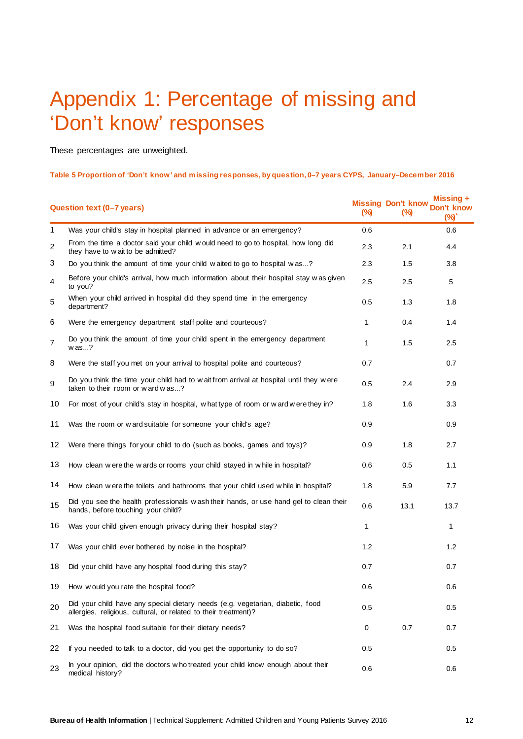# Appendix 1: Percentage of missing and 'Don't know' responses

These percentages are unweighted.

**Table 5 Proportion of 'Don't know' and missing responses, by question, 0–7 years CYPS, January–December 2016**

| | Question text (0–7 years) | Missing (%) | Don't know (%) | Missing + Don't know (%)* |
|---|---|---|---|---|
| 1 | Was your child's stay in hospital planned in advance or an emergency? | 0.6 | | 0.6 |
| 2 | From the time a doctor said your child would need to go to hospital, how long did they have to wait to be admitted? | 2.3 | 2.1 | 4.4 |
| 3 | Do you think the amount of time your child waited to go to hospital was...? | 2.3 | 1.5 | 3.8 |
| 4 | Before your child's arrival, how much information about their hospital stay was given to you? | 2.5 | 2.5 | 5 |
| 5 | When your child arrived in hospital did they spend time in the emergency department? | 0.5 | 1.3 | 1.8 |
| 6 | Were the emergency department staff polite and courteous? | 1 | 0.4 | 1.4 |
| 7 | Do you think the amount of time your child spent in the emergency department was...? | 1 | 1.5 | 2.5 |
| 8 | Were the staff you met on your arrival to hospital polite and courteous? | 0.7 | | 0.7 |
| 9 | Do you think the time your child had to wait from arrival at hospital until they were taken to their room or ward was...? | 0.5 | 2.4 | 2.9 |
| 10 | For most of your child's stay in hospital, what type of room or ward were they in? | 1.8 | 1.6 | 3.3 |
| 11 | Was the room or ward suitable for someone your child's age? | 0.9 | | 0.9 |
| 12 | Were there things for your child to do (such as books, games and toys)? | 0.9 | 1.8 | 2.7 |
| 13 | How clean were the wards or rooms your child stayed in while in hospital? | 0.6 | 0.5 | 1.1 |
| 14 | How clean were the toilets and bathrooms that your child used while in hospital? | 1.8 | 5.9 | 7.7 |
| 15 | Did you see the health professionals wash their hands, or use hand gel to clean their hands, before touching your child? | 0.6 | 13.1 | 13.7 |
| 16 | Was your child given enough privacy during their hospital stay? | 1 | | 1 |
| 17 | Was your child ever bothered by noise in the hospital? | 1.2 | | 1.2 |
| 18 | Did your child have any hospital food during this stay? | 0.7 | | 0.7 |
| 19 | How would you rate the hospital food? | 0.6 | | 0.6 |
| 20 | Did your child have any special dietary needs (e.g. vegetarian, diabetic, food allergies, religious, cultural, or related to their treatment)? | 0.5 | | 0.5 |
| 21 | Was the hospital food suitable for their dietary needs? | 0 | 0.7 | 0.7 |
| 22 | If you needed to talk to a doctor, did you get the opportunity to do so? | 0.5 | | 0.5 |
| 23 | In your opinion, did the doctors who treated your child know enough about their medical history? | 0.6 | | 0.6 |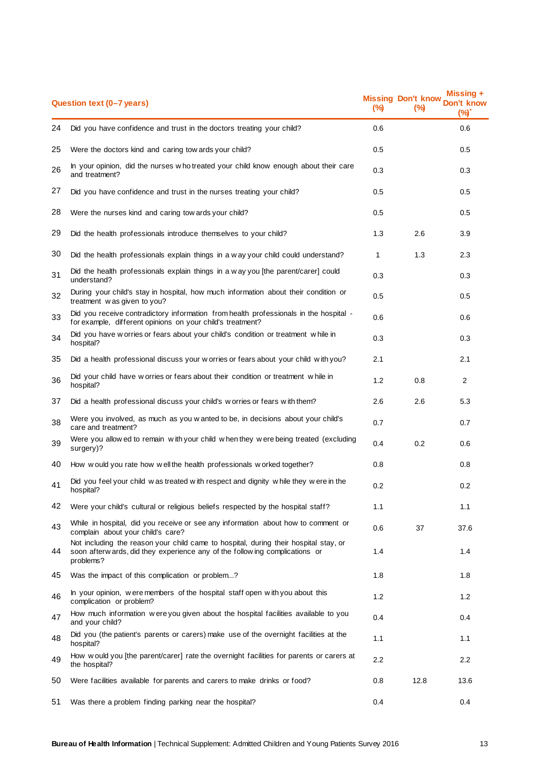| | Question text (0–7 years) | Missing (%) | Don't know (%) | Missing + Don't know (%)* |
|---|---|---|---|---|
| 24 | Did you have confidence and trust in the doctors treating your child? | 0.6 | | 0.6 |
| 25 | Were the doctors kind and caring towards your child? | 0.5 | | 0.5 |
| 26 | In your opinion, did the nurses who treated your child know enough about their care and treatment? | 0.3 | | 0.3 |
| 27 | Did you have confidence and trust in the nurses treating your child? | 0.5 | | 0.5 |
| 28 | Were the nurses kind and caring towards your child? | 0.5 | | 0.5 |
| 29 | Did the health professionals introduce themselves to your child? | 1.3 | 2.6 | 3.9 |
| 30 | Did the health professionals explain things in a way your child could understand? | 1 | 1.3 | 2.3 |
| 31 | Did the health professionals explain things in a way you [the parent/carer] could understand? | 0.3 | | 0.3 |
| 32 | During your child's stay in hospital, how much information about their condition or treatment was given to you? | 0.5 | | 0.5 |
| 33 | Did you receive contradictory information from health professionals in the hospital - for example, different opinions on your child's treatment? | 0.6 | | 0.6 |
| 34 | Did you have worries or fears about your child's condition or treatment while in hospital? | 0.3 | | 0.3 |
| 35 | Did a health professional discuss your worries or fears about your child with you? | 2.1 | | 2.1 |
| 36 | Did your child have worries or fears about their condition or treatment while in hospital? | 1.2 | 0.8 | 2 |
| 37 | Did a health professional discuss your child's worries or fears with them? | 2.6 | 2.6 | 5.3 |
| 38 | Were you involved, as much as you wanted to be, in decisions about your child's care and treatment? | 0.7 | | 0.7 |
| 39 | Were you allowed to remain with your child when they were being treated (excluding surgery)? | 0.4 | 0.2 | 0.6 |
| 40 | How would you rate how well the health professionals worked together? | 0.8 | | 0.8 |
| 41 | Did you feel your child was treated with respect and dignity while they were in the hospital? | 0.2 | | 0.2 |
| 42 | Were your child's cultural or religious beliefs respected by the hospital staff? | 1.1 | | 1.1 |
| 43 | While in hospital, did you receive or see any information about how to comment or complain about your child's care? | 0.6 | 37 | 37.6 |
| 44 | Not including the reason your child came to hospital, during their hospital stay, or soon afterwards, did they experience any of the following complications or problems? | 1.4 | | 1.4 |
| 45 | Was the impact of this complication or problem...? | 1.8 | | 1.8 |
| 46 | In your opinion, were members of the hospital staff open with you about this complication or problem? | 1.2 | | 1.2 |
| 47 | How much information were you given about the hospital facilities available to you and your child? | 0.4 | | 0.4 |
| 48 | Did you (the patient's parents or carers) make use of the overnight facilities at the hospital? | 1.1 | | 1.1 |
| 49 | How would you [the parent/carer] rate the overnight facilities for parents or carers at the hospital? | 2.2 | | 2.2 |
| 50 | Were facilities available for parents and carers to make drinks or food? | 0.8 | 12.8 | 13.6 |
| 51 | Was there a problem finding parking near the hospital? | 0.4 | | 0.4 |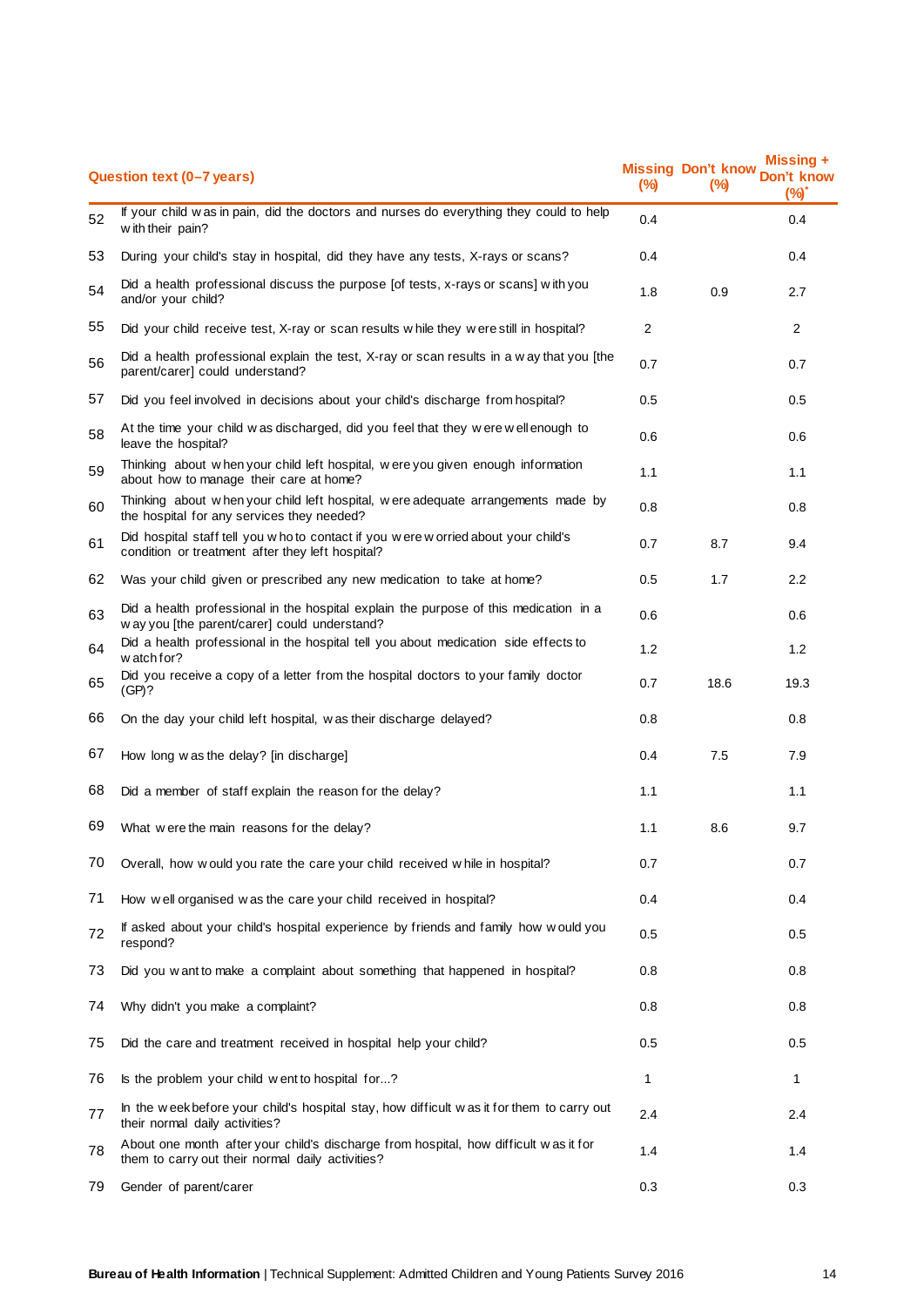| | Question text (0–7 years) | Missing (%) | Don't know (%) | Missing + Don't know (%)* |
|---|---|---|---|---|
| 52 | If your child was in pain, did the doctors and nurses do everything they could to help with their pain? | 0.4 | | 0.4 |
| 53 | During your child's stay in hospital, did they have any tests, X-rays or scans? | 0.4 | | 0.4 |
| 54 | Did a health professional discuss the purpose [of tests, x-rays or scans] with you and/or your child? | 1.8 | 0.9 | 2.7 |
| 55 | Did your child receive test, X-ray or scan results while they were still in hospital? | 2 | | 2 |
| 56 | Did a health professional explain the test, X-ray or scan results in a way that you [the parent/carer] could understand? | 0.7 | | 0.7 |
| 57 | Did you feel involved in decisions about your child's discharge from hospital? | 0.5 | | 0.5 |
| 58 | At the time your child was discharged, did you feel that they were well enough to leave the hospital? | 0.6 | | 0.6 |
| 59 | Thinking about when your child left hospital, were you given enough information about how to manage their care at home? | 1.1 | | 1.1 |
| 60 | Thinking about when your child left hospital, were adequate arrangements made by the hospital for any services they needed? | 0.8 | | 0.8 |
| 61 | Did hospital staff tell you who to contact if you were worried about your child's condition or treatment after they left hospital? | 0.7 | 8.7 | 9.4 |
| 62 | Was your child given or prescribed any new medication to take at home? | 0.5 | 1.7 | 2.2 |
| 63 | Did a health professional in the hospital explain the purpose of this medication in a way you [the parent/carer] could understand? | 0.6 | | 0.6 |
| 64 | Did a health professional in the hospital tell you about medication side effects to watch for? | 1.2 | | 1.2 |
| 65 | Did you receive a copy of a letter from the hospital doctors to your family doctor (GP)? | 0.7 | 18.6 | 19.3 |
| 66 | On the day your child left hospital, was their discharge delayed? | 0.8 | | 0.8 |
| 67 | How long was the delay? [in discharge] | 0.4 | 7.5 | 7.9 |
| 68 | Did a member of staff explain the reason for the delay? | 1.1 | | 1.1 |
| 69 | What were the main reasons for the delay? | 1.1 | 8.6 | 9.7 |
| 70 | Overall, how would you rate the care your child received while in hospital? | 0.7 | | 0.7 |
| 71 | How well organised was the care your child received in hospital? | 0.4 | | 0.4 |
| 72 | If asked about your child's hospital experience by friends and family how would you respond? | 0.5 | | 0.5 |
| 73 | Did you want to make a complaint about something that happened in hospital? | 0.8 | | 0.8 |
| 74 | Why didn't you make a complaint? | 0.8 | | 0.8 |
| 75 | Did the care and treatment received in hospital help your child? | 0.5 | | 0.5 |
| 76 | Is the problem your child went to hospital for...? | 1 | | 1 |
| 77 | In the week before your child's hospital stay, how difficult was it for them to carry out their normal daily activities? | 2.4 | | 2.4 |
| 78 | About one month after your child's discharge from hospital, how difficult was it for them to carry out their normal daily activities? | 1.4 | | 1.4 |
| 79 | Gender of parent/carer | 0.3 | | 0.3 |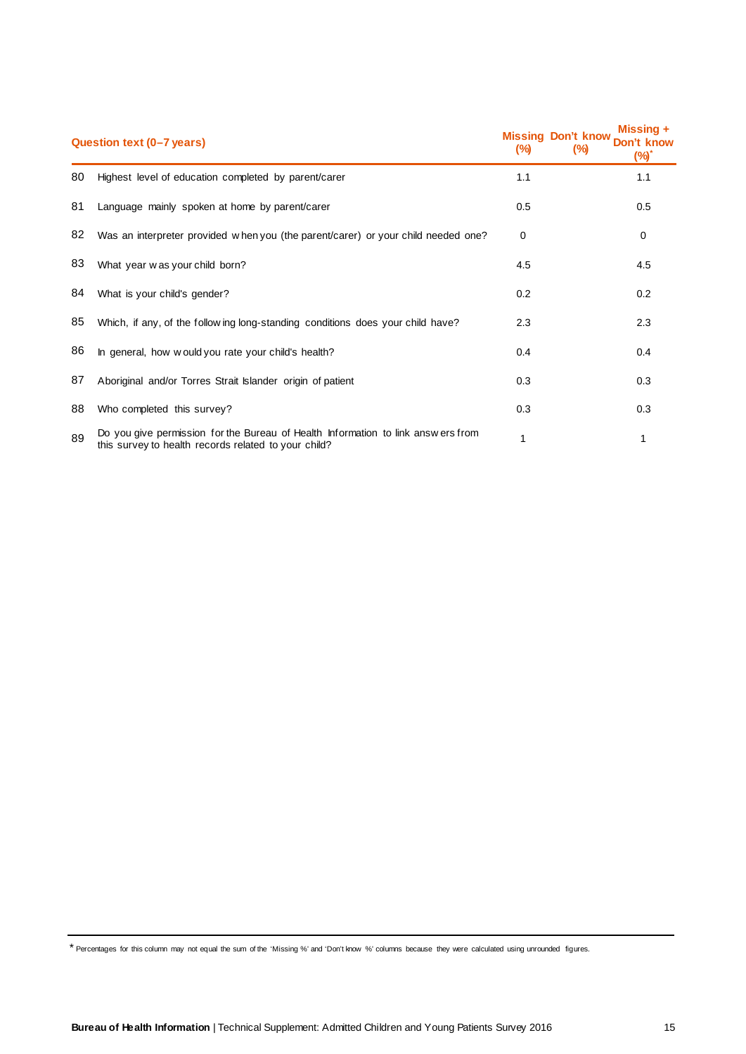| | Question text (0–7 years) | Missing (%) | Don't know (%) | Missing + Don't know (%)* |
|---|---|---|---|---|
| 80 | Highest level of education completed by parent/carer | 1.1 | | 1.1 |
| 81 | Language mainly spoken at home by parent/carer | 0.5 | | 0.5 |
| 82 | Was an interpreter provided when you (the parent/carer) or your child needed one? | 0 | | 0 |
| 83 | What year was your child born? | 4.5 | | 4.5 |
| 84 | What is your child's gender? | 0.2 | | 0.2 |
| 85 | Which, if any, of the following long-standing conditions does your child have? | 2.3 | | 2.3 |
| 86 | In general, how would you rate your child's health? | 0.4 | | 0.4 |
| 87 | Aboriginal and/or Torres Strait Islander origin of patient | 0.3 | | 0.3 |
| 88 | Who completed this survey? | 0.3 | | 0.3 |
| 89 | Do you give permission for the Bureau of Health Information to link answers from this survey to health records related to your child? | 1 | | 1 |

* Percentages for this column may not equal the sum of the 'Missing %' and 'Don't know %' columns because they were calculated using unrounded figures.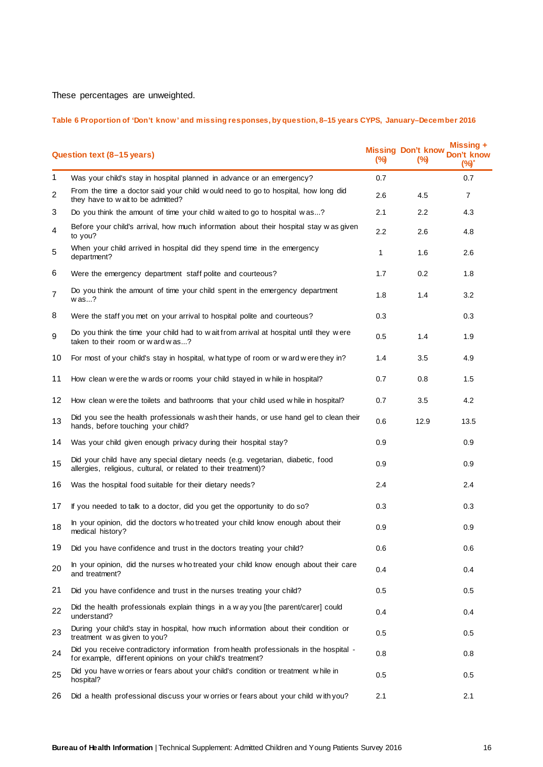These percentages are unweighted.

**Table 6 Proportion of 'Don't know' and missing responses, by question, 8–15 years CYPS, January–December 2016**

| | Question text (8–15 years) | Missing (%) | Don't know (%) | Missing + Don't know (%)* |
|---|---|---|---|---|
| 1 | Was your child's stay in hospital planned in advance or an emergency? | 0.7 | | 0.7 |
| 2 | From the time a doctor said your child would need to go to hospital, how long did they have to wait to be admitted? | 2.6 | 4.5 | 7 |
| 3 | Do you think the amount of time your child waited to go to hospital was...? | 2.1 | 2.2 | 4.3 |
| 4 | Before your child's arrival, how much information about their hospital stay was given to you? | 2.2 | 2.6 | 4.8 |
| 5 | When your child arrived in hospital did they spend time in the emergency department? | 1 | 1.6 | 2.6 |
| 6 | Were the emergency department staff polite and courteous? | 1.7 | 0.2 | 1.8 |
| 7 | Do you think the amount of time your child spent in the emergency department was...? | 1.8 | 1.4 | 3.2 |
| 8 | Were the staff you met on your arrival to hospital polite and courteous? | 0.3 | | 0.3 |
| 9 | Do you think the time your child had to wait from arrival at hospital until they were taken to their room or ward was...? | 0.5 | 1.4 | 1.9 |
| 10 | For most of your child's stay in hospital, what type of room or ward were they in? | 1.4 | 3.5 | 4.9 |
| 11 | How clean were the wards or rooms your child stayed in while in hospital? | 0.7 | 0.8 | 1.5 |
| 12 | How clean were the toilets and bathrooms that your child used while in hospital? | 0.7 | 3.5 | 4.2 |
| 13 | Did you see the health professionals wash their hands, or use hand gel to clean their hands, before touching your child? | 0.6 | 12.9 | 13.5 |
| 14 | Was your child given enough privacy during their hospital stay? | 0.9 | | 0.9 |
| 15 | Did your child have any special dietary needs (e.g. vegetarian, diabetic, food allergies, religious, cultural, or related to their treatment)? | 0.9 | | 0.9 |
| 16 | Was the hospital food suitable for their dietary needs? | 2.4 | | 2.4 |
| 17 | If you needed to talk to a doctor, did you get the opportunity to do so? | 0.3 | | 0.3 |
| 18 | In your opinion, did the doctors who treated your child know enough about their medical history? | 0.9 | | 0.9 |
| 19 | Did you have confidence and trust in the doctors treating your child? | 0.6 | | 0.6 |
| 20 | In your opinion, did the nurses who treated your child know enough about their care and treatment? | 0.4 | | 0.4 |
| 21 | Did you have confidence and trust in the nurses treating your child? | 0.5 | | 0.5 |
| 22 | Did the health professionals explain things in a way you [the parent/carer] could understand? | 0.4 | | 0.4 |
| 23 | During your child's stay in hospital, how much information about their condition or treatment was given to you? | 0.5 | | 0.5 |
| 24 | Did you receive contradictory information from health professionals in the hospital - for example, different opinions on your child's treatment? | 0.8 | | 0.8 |
| 25 | Did you have worries or fears about your child's condition or treatment while in hospital? | 0.5 | | 0.5 |
| 26 | Did a health professional discuss your worries or fears about your child with you? | 2.1 | | 2.1 |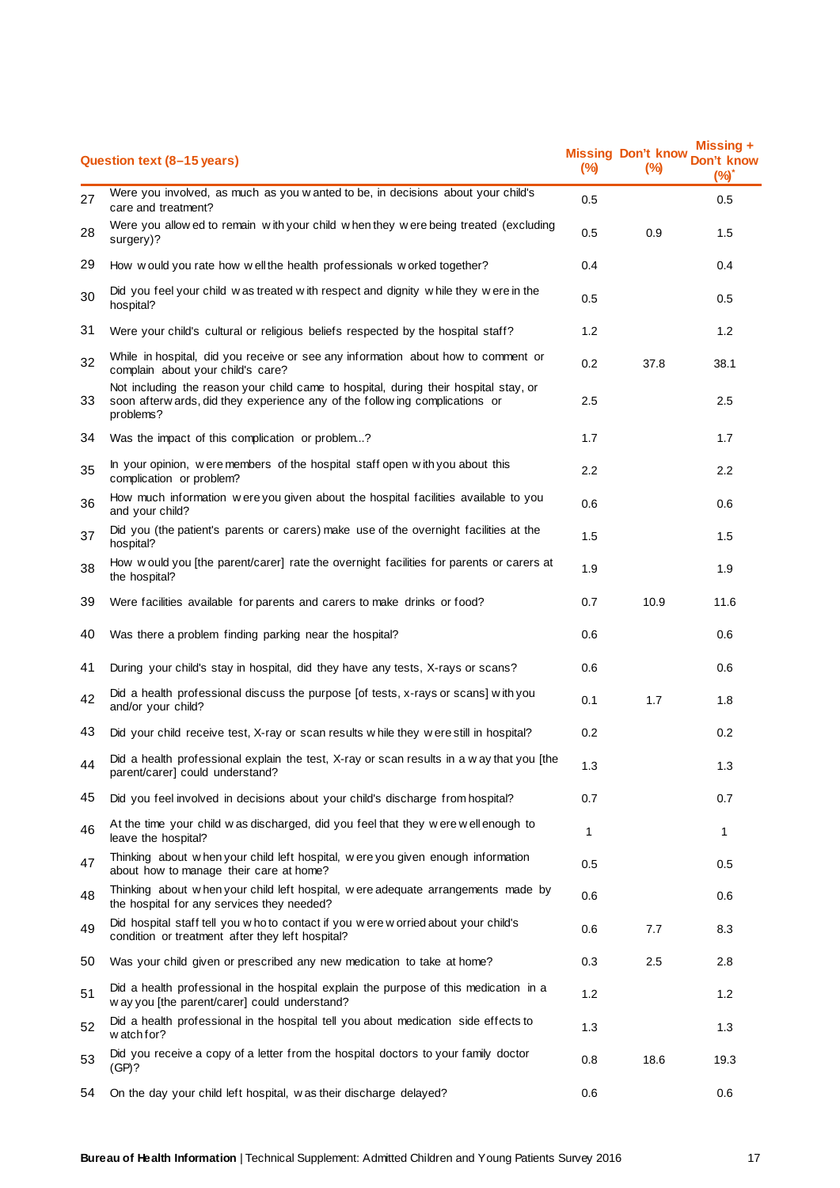| | Question text (8–15 years) | Missing (%) | Don't know (%) | Missing + Don't know (%)* |
|---|---|---|---|---|
| 27 | Were you involved, as much as you wanted to be, in decisions about your child's care and treatment? | 0.5 | | 0.5 |
| 28 | Were you allowed to remain with your child when they were being treated (excluding surgery)? | 0.5 | 0.9 | 1.5 |
| 29 | How would you rate how well the health professionals worked together? | 0.4 | | 0.4 |
| 30 | Did you feel your child was treated with respect and dignity while they were in the hospital? | 0.5 | | 0.5 |
| 31 | Were your child's cultural or religious beliefs respected by the hospital staff? | 1.2 | | 1.2 |
| 32 | While in hospital, did you receive or see any information about how to comment or complain about your child's care? | 0.2 | 37.8 | 38.1 |
| 33 | Not including the reason your child came to hospital, during their hospital stay, or soon afterwards, did they experience any of the following complications or problems? | 2.5 | | 2.5 |
| 34 | Was the impact of this complication or problem...? | 1.7 | | 1.7 |
| 35 | In your opinion, were members of the hospital staff open with you about this complication or problem? | 2.2 | | 2.2 |
| 36 | How much information were you given about the hospital facilities available to you and your child? | 0.6 | | 0.6 |
| 37 | Did you (the patient's parents or carers) make use of the overnight facilities at the hospital? | 1.5 | | 1.5 |
| 38 | How would you [the parent/carer] rate the overnight facilities for parents or carers at the hospital? | 1.9 | | 1.9 |
| 39 | Were facilities available for parents and carers to make drinks or food? | 0.7 | 10.9 | 11.6 |
| 40 | Was there a problem finding parking near the hospital? | 0.6 | | 0.6 |
| 41 | During your child's stay in hospital, did they have any tests, X-rays or scans? | 0.6 | | 0.6 |
| 42 | Did a health professional discuss the purpose [of tests, x-rays or scans] with you and/or your child? | 0.1 | 1.7 | 1.8 |
| 43 | Did your child receive test, X-ray or scan results while they were still in hospital? | 0.2 | | 0.2 |
| 44 | Did a health professional explain the test, X-ray or scan results in a way that you [the parent/carer] could understand? | 1.3 | | 1.3 |
| 45 | Did you feel involved in decisions about your child's discharge from hospital? | 0.7 | | 0.7 |
| 46 | At the time your child was discharged, did you feel that they were well enough to leave the hospital? | 1 | | 1 |
| 47 | Thinking about when your child left hospital, were you given enough information about how to manage their care at home? | 0.5 | | 0.5 |
| 48 | Thinking about when your child left hospital, were adequate arrangements made by the hospital for any services they needed? | 0.6 | | 0.6 |
| 49 | Did hospital staff tell you who to contact if you were worried about your child's condition or treatment after they left hospital? | 0.6 | 7.7 | 8.3 |
| 50 | Was your child given or prescribed any new medication to take at home? | 0.3 | 2.5 | 2.8 |
| 51 | Did a health professional in the hospital explain the purpose of this medication in a way you [the parent/carer] could understand? | 1.2 | | 1.2 |
| 52 | Did a health professional in the hospital tell you about medication side effects to watch for? | 1.3 | | 1.3 |
| 53 | Did you receive a copy of a letter from the hospital doctors to your family doctor (GP)? | 0.8 | 18.6 | 19.3 |
| 54 | On the day your child left hospital, was their discharge delayed? | 0.6 | | 0.6 |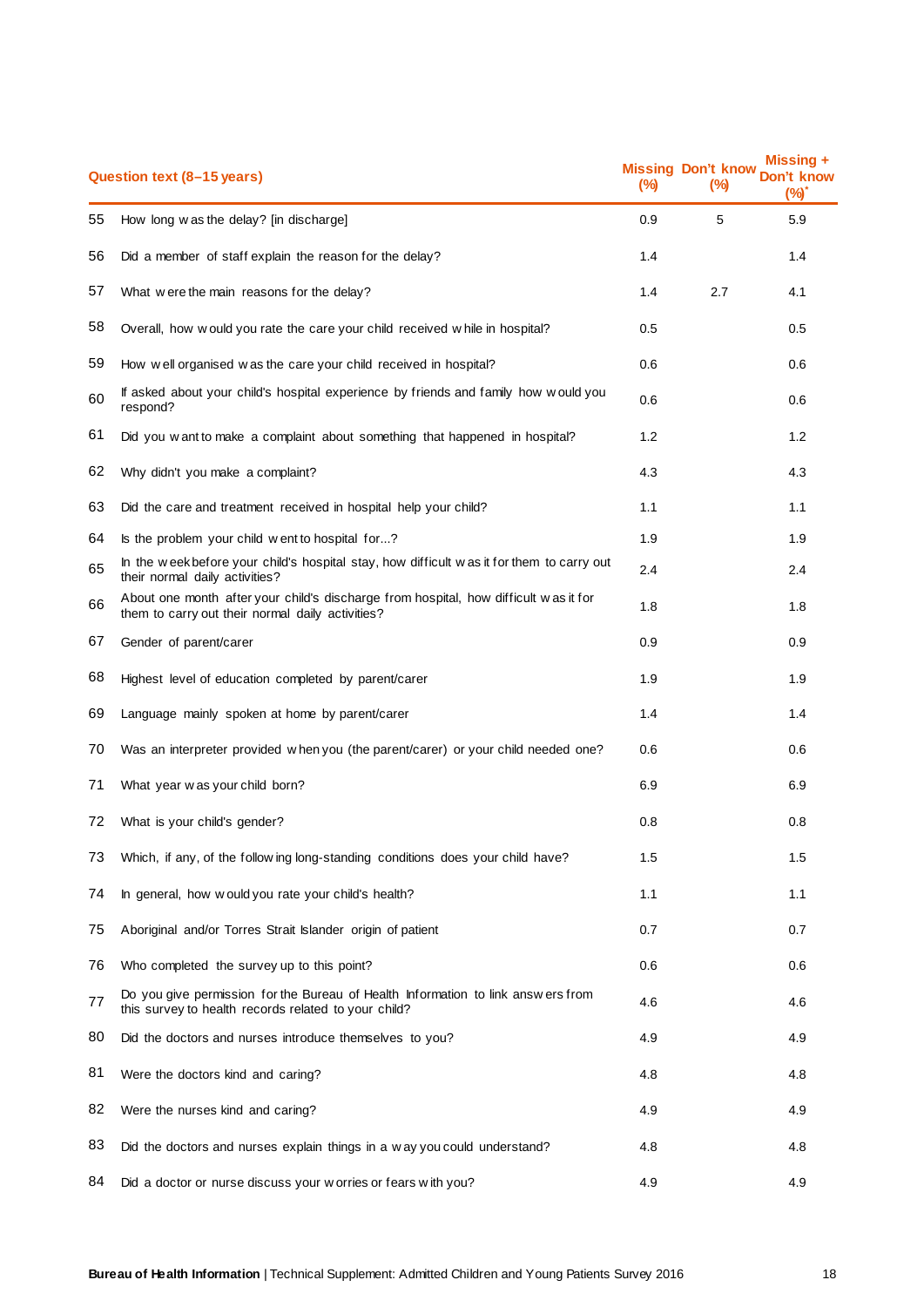| | Question text (8–15 years) | Missing (%) | Don't know (%) | Missing + Don't know (%)* |
|---|---|---|---|---|
| 55 | How long was the delay? [in discharge] | 0.9 | 5 | 5.9 |
| 56 | Did a member of staff explain the reason for the delay? | 1.4 | | 1.4 |
| 57 | What were the main reasons for the delay? | 1.4 | 2.7 | 4.1 |
| 58 | Overall, how would you rate the care your child received while in hospital? | 0.5 | | 0.5 |
| 59 | How well organised was the care your child received in hospital? | 0.6 | | 0.6 |
| 60 | If asked about your child's hospital experience by friends and family how would you respond? | 0.6 | | 0.6 |
| 61 | Did you want to make a complaint about something that happened in hospital? | 1.2 | | 1.2 |
| 62 | Why didn't you make a complaint? | 4.3 | | 4.3 |
| 63 | Did the care and treatment received in hospital help your child? | 1.1 | | 1.1 |
| 64 | Is the problem your child went to hospital for...? | 1.9 | | 1.9 |
| 65 | In the week before your child's hospital stay, how difficult was it for them to carry out their normal daily activities? | 2.4 | | 2.4 |
| 66 | About one month after your child's discharge from hospital, how difficult was it for them to carry out their normal daily activities? | 1.8 | | 1.8 |
| 67 | Gender of parent/carer | 0.9 | | 0.9 |
| 68 | Highest level of education completed by parent/carer | 1.9 | | 1.9 |
| 69 | Language mainly spoken at home by parent/carer | 1.4 | | 1.4 |
| 70 | Was an interpreter provided when you (the parent/carer) or your child needed one? | 0.6 | | 0.6 |
| 71 | What year was your child born? | 6.9 | | 6.9 |
| 72 | What is your child's gender? | 0.8 | | 0.8 |
| 73 | Which, if any, of the following long-standing conditions does your child have? | 1.5 | | 1.5 |
| 74 | In general, how would you rate your child's health? | 1.1 | | 1.1 |
| 75 | Aboriginal and/or Torres Strait Islander origin of patient | 0.7 | | 0.7 |
| 76 | Who completed the survey up to this point? | 0.6 | | 0.6 |
| 77 | Do you give permission for the Bureau of Health Information to link answers from this survey to health records related to your child? | 4.6 | | 4.6 |
| 80 | Did the doctors and nurses introduce themselves to you? | 4.9 | | 4.9 |
| 81 | Were the doctors kind and caring? | 4.8 | | 4.8 |
| 82 | Were the nurses kind and caring? | 4.9 | | 4.9 |
| 83 | Did the doctors and nurses explain things in a way you could understand? | 4.8 | | 4.8 |
| 84 | Did a doctor or nurse discuss your worries or fears with you? | 4.9 | | 4.9 |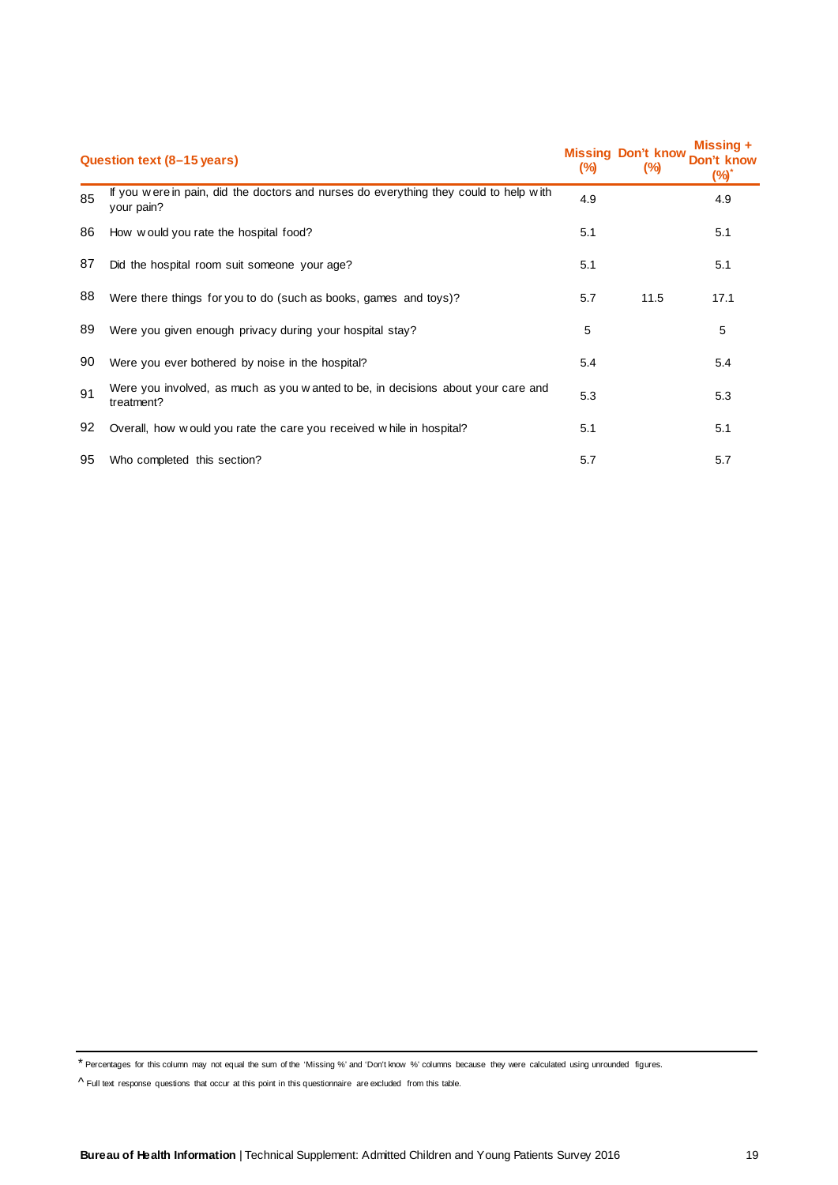|  | Question text (8–15 years) | Missing (%) | Don't know (%) | Missing + Don't know (%)* |
|---|---|---|---|---|
| 85 | If you were in pain, did the doctors and nurses do everything they could to help with your pain? | 4.9 |  | 4.9 |
| 86 | How would you rate the hospital food? | 5.1 |  | 5.1 |
| 87 | Did the hospital room suit someone your age? | 5.1 |  | 5.1 |
| 88 | Were there things for you to do (such as books, games and toys)? | 5.7 | 11.5 | 17.1 |
| 89 | Were you given enough privacy during your hospital stay? | 5 |  | 5 |
| 90 | Were you ever bothered by noise in the hospital? | 5.4 |  | 5.4 |
| 91 | Were you involved, as much as you wanted to be, in decisions about your care and treatment? | 5.3 |  | 5.3 |
| 92 | Overall, how would you rate the care you received while in hospital? | 5.1 |  | 5.1 |
| 95 | Who completed this section? | 5.7 |  | 5.7 |

\* Percentages for this column may not equal the sum of the 'Missing %' and 'Don't know %' columns because they were calculated using unrounded figures.

^ Full text response questions that occur at this point in this questionnaire are excluded from this table.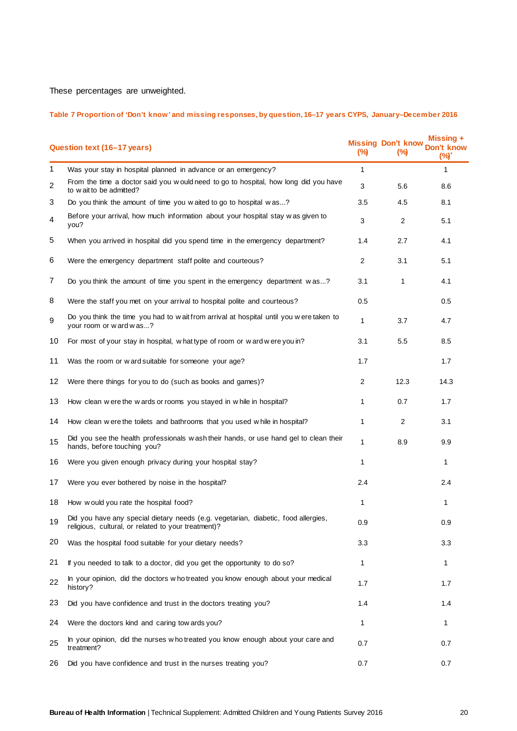These percentages are unweighted.

**Table 7 Proportion of 'Don't know' and missing responses, by question, 16–17 years CYPS, January–December 2016**

| | Question text (16–17 years) | Missing (%) | Don't know (%) | Missing + Don't know (%)* |
|---|---|---|---|---|
| 1 | Was your stay in hospital planned in advance or an emergency? | 1 | | 1 |
| 2 | From the time a doctor said you would need to go to hospital, how long did you have to wait to be admitted? | 3 | 5.6 | 8.6 |
| 3 | Do you think the amount of time you waited to go to hospital was...? | 3.5 | 4.5 | 8.1 |
| 4 | Before your arrival, how much information about your hospital stay was given to you? | 3 | 2 | 5.1 |
| 5 | When you arrived in hospital did you spend time in the emergency department? | 1.4 | 2.7 | 4.1 |
| 6 | Were the emergency department staff polite and courteous? | 2 | 3.1 | 5.1 |
| 7 | Do you think the amount of time you spent in the emergency department was...? | 3.1 | 1 | 4.1 |
| 8 | Were the staff you met on your arrival to hospital polite and courteous? | 0.5 | | 0.5 |
| 9 | Do you think the time you had to wait from arrival at hospital until you were taken to your room or ward was...? | 1 | 3.7 | 4.7 |
| 10 | For most of your stay in hospital, what type of room or ward were you in? | 3.1 | 5.5 | 8.5 |
| 11 | Was the room or ward suitable for someone your age? | 1.7 | | 1.7 |
| 12 | Were there things for you to do (such as books and games)? | 2 | 12.3 | 14.3 |
| 13 | How clean were the wards or rooms you stayed in while in hospital? | 1 | 0.7 | 1.7 |
| 14 | How clean were the toilets and bathrooms that you used while in hospital? | 1 | 2 | 3.1 |
| 15 | Did you see the health professionals wash their hands, or use hand gel to clean their hands, before touching you? | 1 | 8.9 | 9.9 |
| 16 | Were you given enough privacy during your hospital stay? | 1 | | 1 |
| 17 | Were you ever bothered by noise in the hospital? | 2.4 | | 2.4 |
| 18 | How would you rate the hospital food? | 1 | | 1 |
| 19 | Did you have any special dietary needs (e.g. vegetarian, diabetic, food allergies, religious, cultural, or related to your treatment)? | 0.9 | | 0.9 |
| 20 | Was the hospital food suitable for your dietary needs? | 3.3 | | 3.3 |
| 21 | If you needed to talk to a doctor, did you get the opportunity to do so? | 1 | | 1 |
| 22 | In your opinion, did the doctors who treated you know enough about your medical history? | 1.7 | | 1.7 |
| 23 | Did you have confidence and trust in the doctors treating you? | 1.4 | | 1.4 |
| 24 | Were the doctors kind and caring towards you? | 1 | | 1 |
| 25 | In your opinion, did the nurses who treated you know enough about your care and treatment? | 0.7 | | 0.7 |
| 26 | Did you have confidence and trust in the nurses treating you? | 0.7 | | 0.7 |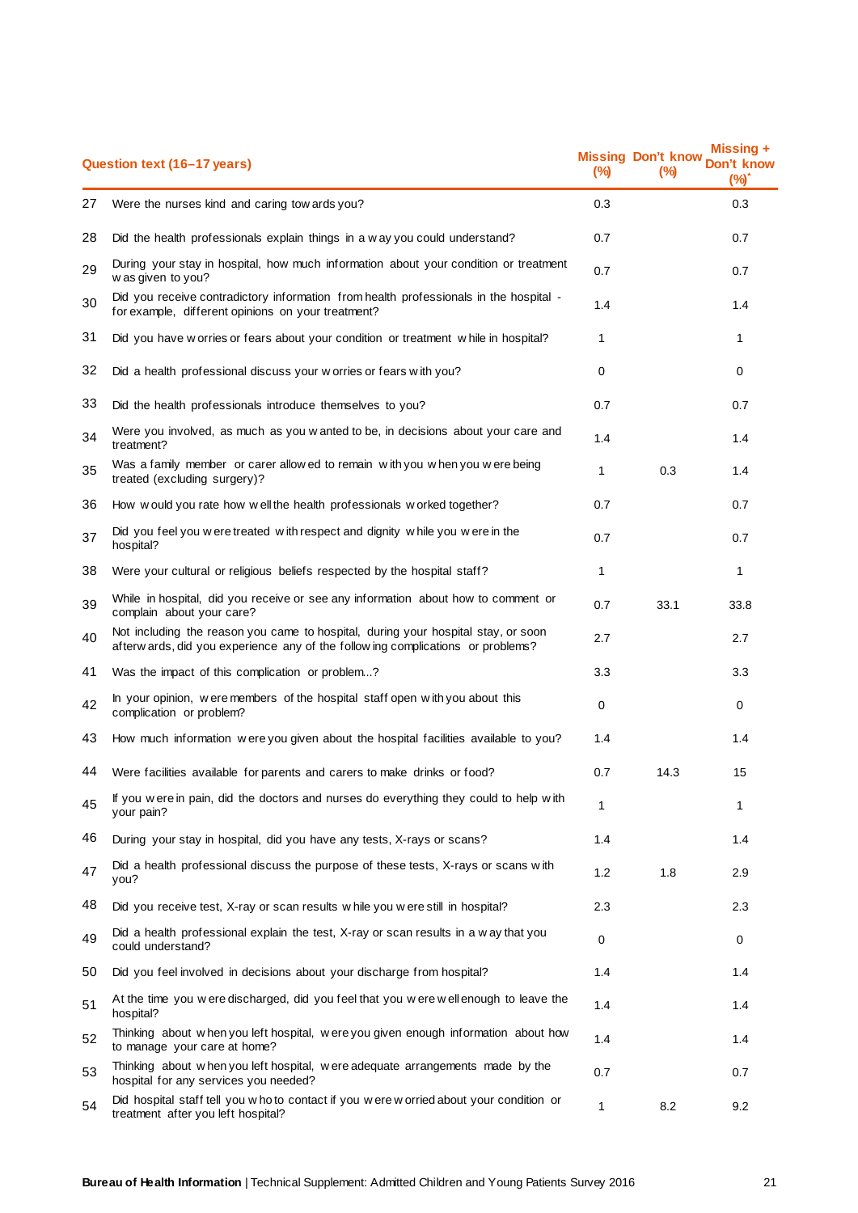| | Question text (16–17 years) | Missing (%) | Don't know (%) | Missing + Don't know (%)* |
|---|---|---|---|---|
| 27 | Were the nurses kind and caring towards you? | 0.3 | | 0.3 |
| 28 | Did the health professionals explain things in a way you could understand? | 0.7 | | 0.7 |
| 29 | During your stay in hospital, how much information about your condition or treatment was given to you? | 0.7 | | 0.7 |
| 30 | Did you receive contradictory information from health professionals in the hospital - for example, different opinions on your treatment? | 1.4 | | 1.4 |
| 31 | Did you have worries or fears about your condition or treatment while in hospital? | 1 | | 1 |
| 32 | Did a health professional discuss your worries or fears with you? | 0 | | 0 |
| 33 | Did the health professionals introduce themselves to you? | 0.7 | | 0.7 |
| 34 | Were you involved, as much as you wanted to be, in decisions about your care and treatment? | 1.4 | | 1.4 |
| 35 | Was a family member or carer allowed to remain with you when you were being treated (excluding surgery)? | 1 | 0.3 | 1.4 |
| 36 | How would you rate how well the health professionals worked together? | 0.7 | | 0.7 |
| 37 | Did you feel you were treated with respect and dignity while you were in the hospital? | 0.7 | | 0.7 |
| 38 | Were your cultural or religious beliefs respected by the hospital staff? | 1 | | 1 |
| 39 | While in hospital, did you receive or see any information about how to comment or complain about your care? | 0.7 | 33.1 | 33.8 |
| 40 | Not including the reason you came to hospital, during your hospital stay, or soon afterwards, did you experience any of the following complications or problems? | 2.7 | | 2.7 |
| 41 | Was the impact of this complication or problem...? | 3.3 | | 3.3 |
| 42 | In your opinion, were members of the hospital staff open with you about this complication or problem? | 0 | | 0 |
| 43 | How much information were you given about the hospital facilities available to you? | 1.4 | | 1.4 |
| 44 | Were facilities available for parents and carers to make drinks or food? | 0.7 | 14.3 | 15 |
| 45 | If you were in pain, did the doctors and nurses do everything they could to help with your pain? | 1 | | 1 |
| 46 | During your stay in hospital, did you have any tests, X-rays or scans? | 1.4 | | 1.4 |
| 47 | Did a health professional discuss the purpose of these tests, X-rays or scans with you? | 1.2 | 1.8 | 2.9 |
| 48 | Did you receive test, X-ray or scan results while you were still in hospital? | 2.3 | | 2.3 |
| 49 | Did a health professional explain the test, X-ray or scan results in a way that you could understand? | 0 | | 0 |
| 50 | Did you feel involved in decisions about your discharge from hospital? | 1.4 | | 1.4 |
| 51 | At the time you were discharged, did you feel that you were well enough to leave the hospital? | 1.4 | | 1.4 |
| 52 | Thinking about when you left hospital, were you given enough information about how to manage your care at home? | 1.4 | | 1.4 |
| 53 | Thinking about when you left hospital, were adequate arrangements made by the hospital for any services you needed? | 0.7 | | 0.7 |
| 54 | Did hospital staff tell you who to contact if you were worried about your condition or treatment after you left hospital? | 1 | 8.2 | 9.2 |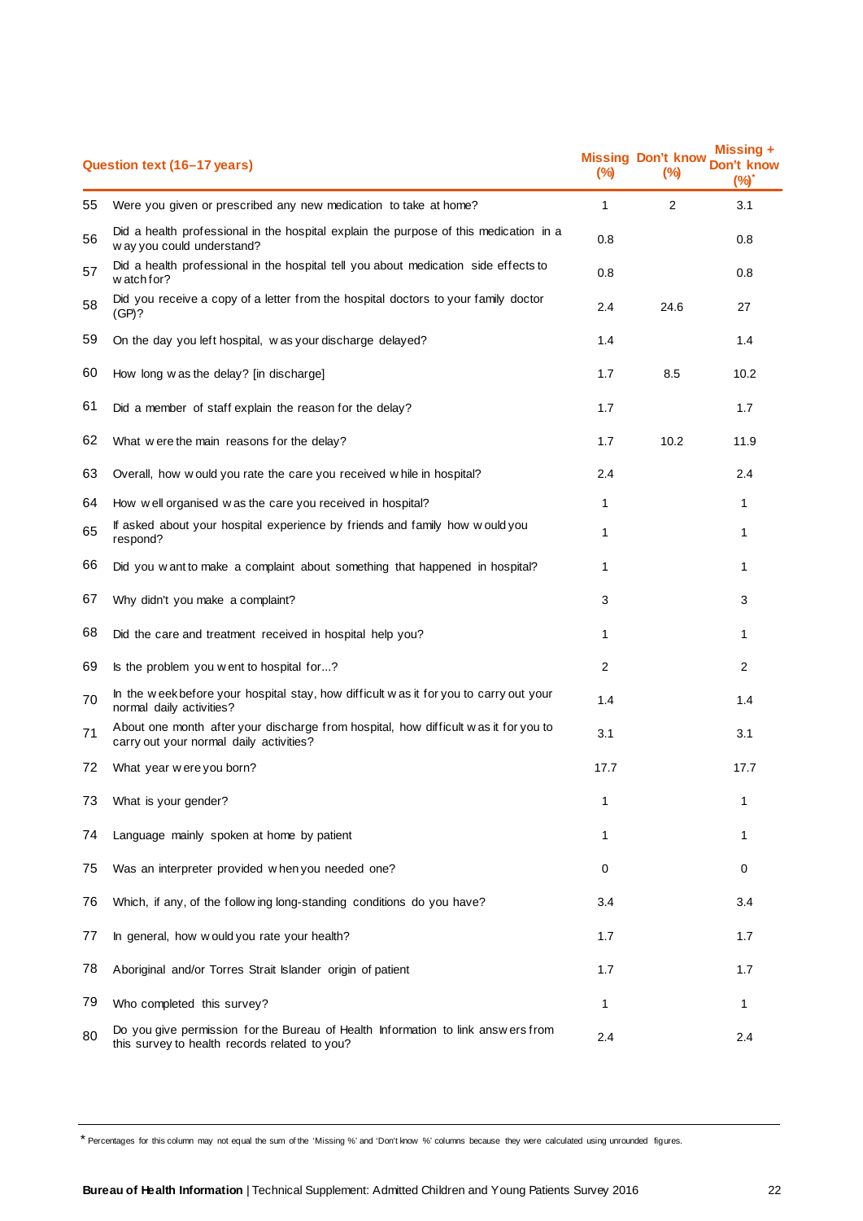| | Question text (16–17 years) | Missing (%) | Don't know (%) | Missing + Don't know (%)* |
|---|---|---|---|---|
| 55 | Were you given or prescribed any new medication to take at home? | 1 | 2 | 3.1 |
| 56 | Did a health professional in the hospital explain the purpose of this medication in a way you could understand? | 0.8 | | 0.8 |
| 57 | Did a health professional in the hospital tell you about medication side effects to watch for? | 0.8 | | 0.8 |
| 58 | Did you receive a copy of a letter from the hospital doctors to your family doctor (GP)? | 2.4 | 24.6 | 27 |
| 59 | On the day you left hospital, was your discharge delayed? | 1.4 | | 1.4 |
| 60 | How long was the delay? [in discharge] | 1.7 | 8.5 | 10.2 |
| 61 | Did a member of staff explain the reason for the delay? | 1.7 | | 1.7 |
| 62 | What were the main reasons for the delay? | 1.7 | 10.2 | 11.9 |
| 63 | Overall, how would you rate the care you received while in hospital? | 2.4 | | 2.4 |
| 64 | How well organised was the care you received in hospital? | 1 | | 1 |
| 65 | If asked about your hospital experience by friends and family how would you respond? | 1 | | 1 |
| 66 | Did you want to make a complaint about something that happened in hospital? | 1 | | 1 |
| 67 | Why didn't you make a complaint? | 3 | | 3 |
| 68 | Did the care and treatment received in hospital help you? | 1 | | 1 |
| 69 | Is the problem you went to hospital for...? | 2 | | 2 |
| 70 | In the week before your hospital stay, how difficult was it for you to carry out your normal daily activities? | 1.4 | | 1.4 |
| 71 | About one month after your discharge from hospital, how difficult was it for you to carry out your normal daily activities? | 3.1 | | 3.1 |
| 72 | What year were you born? | 17.7 | | 17.7 |
| 73 | What is your gender? | 1 | | 1 |
| 74 | Language mainly spoken at home by patient | 1 | | 1 |
| 75 | Was an interpreter provided when you needed one? | 0 | | 0 |
| 76 | Which, if any, of the following long-standing conditions do you have? | 3.4 | | 3.4 |
| 77 | In general, how would you rate your health? | 1.7 | | 1.7 |
| 78 | Aboriginal and/or Torres Strait Islander origin of patient | 1.7 | | 1.7 |
| 79 | Who completed this survey? | 1 | | 1 |
| 80 | Do you give permission for the Bureau of Health Information to link answers from this survey to health records related to you? | 2.4 | | 2.4 |

* Percentages for this column may not equal the sum of the 'Missing %' and 'Don't know %' columns because they were calculated using unrounded figures.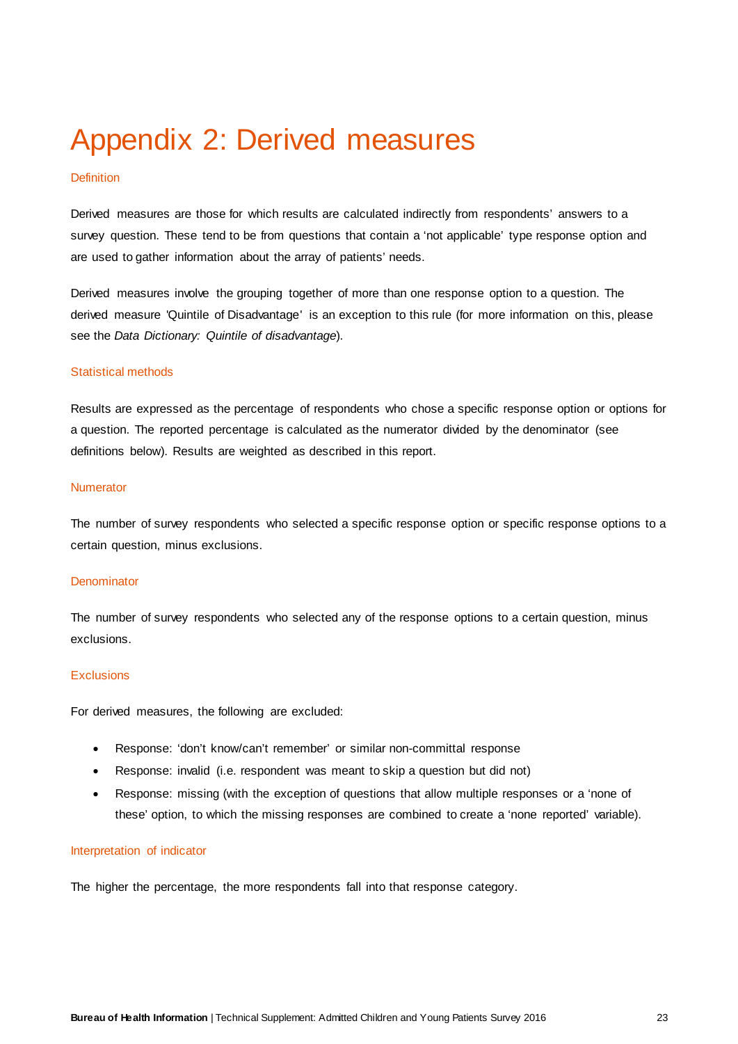# Appendix 2: Derived measures

### Definition

Derived measures are those for which results are calculated indirectly from respondents' answers to a survey question. These tend to be from questions that contain a 'not applicable' type response option and are used to gather information about the array of patients' needs.

Derived measures involve the grouping together of more than one response option to a question. The derived measure 'Quintile of Disadvantage' is an exception to this rule (for more information on this, please see the *Data Dictionary: Quintile of disadvantage*).

### Statistical methods

Results are expressed as the percentage of respondents who chose a specific response option or options for a question. The reported percentage is calculated as the numerator divided by the denominator (see definitions below). Results are weighted as described in this report.

### Numerator

The number of survey respondents who selected a specific response option or specific response options to a certain question, minus exclusions.

### Denominator

The number of survey respondents who selected any of the response options to a certain question, minus exclusions.

### Exclusions

For derived measures, the following are excluded:

- Response: 'don't know/can't remember' or similar non-committal response
- Response: invalid (i.e. respondent was meant to skip a question but did not)
- Response: missing (with the exception of questions that allow multiple responses or a 'none of these' option, to which the missing responses are combined to create a 'none reported' variable).

### Interpretation of indicator

The higher the percentage, the more respondents fall into that response category.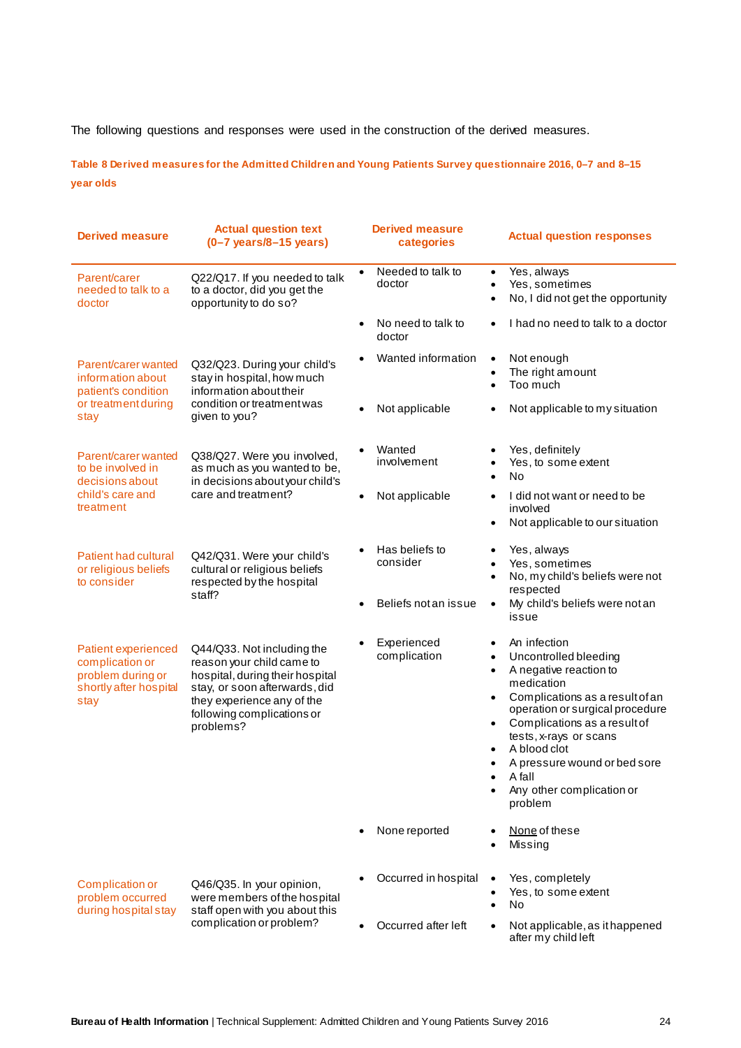The following questions and responses were used in the construction of the derived measures.

**Table 8 Derived measures for the Admitted Children and Young Patients Survey questionnaire 2016, 0–7 and 8–15 year olds**

| Derived measure | Actual question text (0–7 years/8–15 years) | Derived measure categories | Actual question responses |
|---|---|---|---|
| Parent/carer needed to talk to a doctor | Q22/Q17. If you needed to talk to a doctor, did you get the opportunity to do so? | • Needed to talk to doctor | • Yes, always<br>• Yes, sometimes<br>• No, I did not get the opportunity |
| | | • No need to talk to doctor | • I had no need to talk to a doctor |
| Parent/carer wanted information about patient's condition or treatment during stay | Q32/Q23. During your child's stay in hospital, how much information about their condition or treatment was given to you? | • Wanted information | • Not enough<br>• The right amount<br>• Too much |
| | | • Not applicable | • Not applicable to my situation |
| Parent/carer wanted to be involved in decisions about child's care and treatment | Q38/Q27. Were you involved, as much as you wanted to be, in decisions about your child's care and treatment? | • Wanted involvement | • Yes, definitely<br>• Yes, to some extent<br>• No |
| | | • Not applicable | • I did not want or need to be involved<br>• Not applicable to our situation |
| Patient had cultural or religious beliefs to consider | Q42/Q31. Were your child's cultural or religious beliefs respected by the hospital staff? | • Has beliefs to consider | • Yes, always<br>• Yes, sometimes<br>• No, my child's beliefs were not respected |
| | | • Beliefs not an issue | • My child's beliefs were not an issue |
| Patient experienced complication or problem during or shortly after hospital stay | Q44/Q33. Not including the reason your child came to hospital, during their hospital stay, or soon afterwards, did they experience any of the following complications or problems? | • Experienced complication | • An infection<br>• Uncontrolled bleeding<br>• A negative reaction to medication<br>• Complications as a result of an operation or surgical procedure<br>• Complications as a result of tests, x-rays or scans<br>• A blood clot<br>• A pressure wound or bed sore<br>• A fall<br>• Any other complication or problem |
| | | • None reported | • None of these<br>• Missing |
| Complication or problem occurred during hospital stay | Q46/Q35. In your opinion, were members of the hospital staff open with you about this complication or problem? | • Occurred in hospital | • Yes, completely<br>• Yes, to some extent<br>• No |
| | | • Occurred after left | • Not applicable, as it happened after my child left |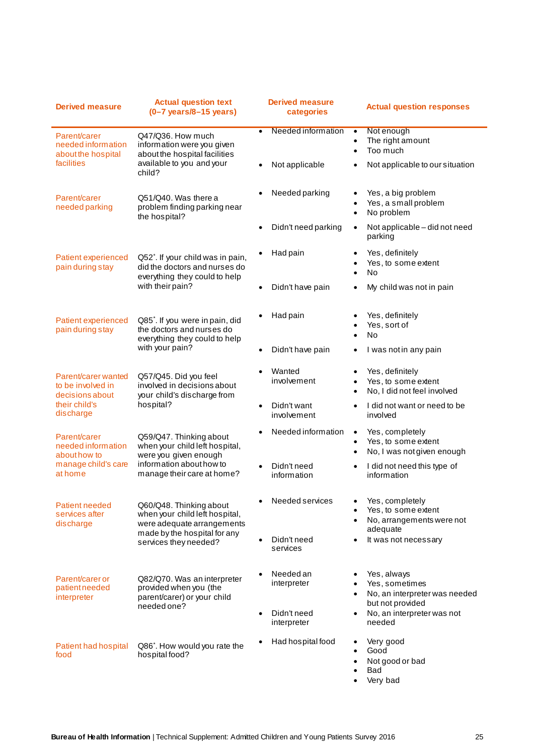| Derived measure | Actual question text (0–7 years/8–15 years) | Derived measure categories | Actual question responses |
|---|---|---|---|
| Parent/carer needed information about the hospital facilities | Q47/Q36. How much information were you given about the hospital facilities available to you and your child? | • Needed information<br>• Not applicable | • Not enough<br>• The right amount<br>• Too much<br>• Not applicable to our situation |
| Parent/carer needed parking | Q51/Q40. Was there a problem finding parking near the hospital? | • Needed parking<br>• Didn't need parking | • Yes, a big problem<br>• Yes, a small problem<br>• No problem<br>• Not applicable – did not need parking |
| Patient experienced pain during stay | Q52*. If your child was in pain, did the doctors and nurses do everything they could to help with their pain? | • Had pain<br>• Didn't have pain | • Yes, definitely<br>• Yes, to some extent<br>• No<br>• My child was not in pain |
| Patient experienced pain during stay | Q85*. If you were in pain, did the doctors and nurses do everything they could to help with your pain? | • Had pain<br>• Didn't have pain | • Yes, definitely<br>• Yes, sort of<br>• No<br>• I was not in any pain |
| Parent/carer wanted to be involved in decisions about their child's discharge | Q57/Q45. Did you feel involved in decisions about your child's discharge from hospital? | • Wanted involvement<br>• Didn't want involvement | • Yes, definitely<br>• Yes, to some extent<br>• No, I did not feel involved<br>• I did not want or need to be involved |
| Parent/carer needed information about how to manage child's care at home | Q59/Q47. Thinking about when your child left hospital, were you given enough information about how to manage their care at home? | • Needed information<br>• Didn't need information | • Yes, completely<br>• Yes, to some extent<br>• No, I was not given enough<br>• I did not need this type of information |
| Patient needed services after discharge | Q60/Q48. Thinking about when your child left hospital, were adequate arrangements made by the hospital for any services they needed? | • Needed services<br>• Didn't need services | • Yes, completely<br>• Yes, to some extent<br>• No, arrangements were not adequate<br>• It was not necessary |
| Parent/carer or patient needed interpreter | Q82/Q70. Was an interpreter provided when you (the parent/carer) or your child needed one? | • Needed an interpreter<br>• Didn't need interpreter | • Yes, always<br>• Yes, sometimes<br>• No, an interpreter was needed but not provided<br>• No, an interpreter was not needed |
| Patient had hospital food | Q86*. How would you rate the hospital food? | • Had hospital food | • Very good<br>• Good<br>• Not good or bad<br>• Bad<br>• Very bad |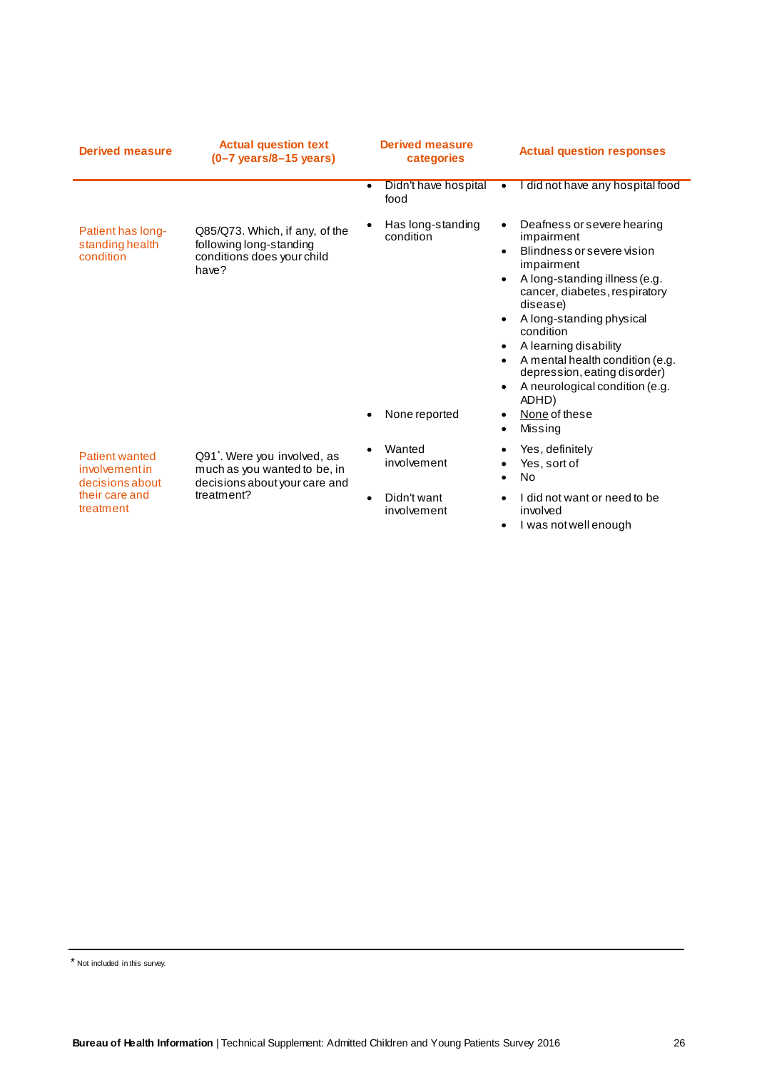| Derived measure | Actual question text (0–7 years/8–15 years) | Derived measure categories | Actual question responses |
|---|---|---|---|
| | | • Didn't have hospital food | • I did not have any hospital food |
| Patient has long-standing health condition | Q85/Q73. Which, if any, of the following long-standing conditions does your child have? | • Has long-standing condition | • Deafness or severe hearing impairment<br>• Blindness or severe vision impairment<br>• A long-standing illness (e.g. cancer, diabetes, respiratory disease)<br>• A long-standing physical condition<br>• A learning disability<br>• A mental health condition (e.g. depression, eating disorder)<br>• A neurological condition (e.g. ADHD) |
| | | • None reported | • None of these<br>• Missing |
| Patient wanted involvement in decisions about their care and treatment | Q91*. Were you involved, as much as you wanted to be, in decisions about your care and treatment? | • Wanted involvement | • Yes, definitely<br>• Yes, sort of<br>• No |
| | | • Didn't want involvement | • I did not want or need to be involved<br>• I was not well enough |

* Not included in this survey.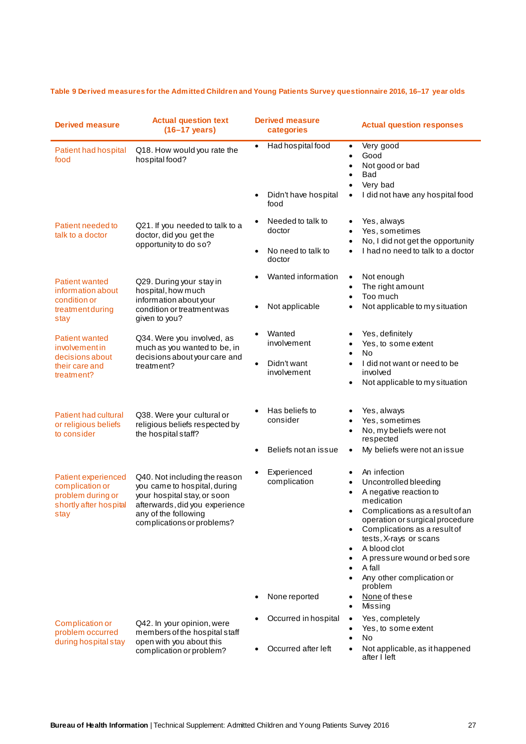**Table 9 Derived measures for the Admitted Children and Young Patients Survey questionnaire 2016, 16–17 year olds**

| Derived measure | Actual question text (16–17 years) | Derived measure categories | Actual question responses |
|---|---|---|---|
| Patient had hospital food | Q18. How would you rate the hospital food? | • Had hospital food | • Very good<br>• Good<br>• Not good or bad<br>• Bad<br>• Very bad |
| | | • Didn't have hospital food | • I did not have any hospital food |
| Patient needed to talk to a doctor | Q21. If you needed to talk to a doctor, did you get the opportunity to do so? | • Needed to talk to doctor | • Yes, always<br>• Yes, sometimes<br>• No, I did not get the opportunity |
| | | • No need to talk to doctor | • I had no need to talk to a doctor |
| Patient wanted information about condition or treatment during stay | Q29. During your stay in hospital, how much information about your condition or treatment was given to you? | • Wanted information | • Not enough<br>• The right amount<br>• Too much |
| | | • Not applicable | • Not applicable to my situation |
| Patient wanted involvement in decisions about their care and treatment? | Q34. Were you involved, as much as you wanted to be, in decisions about your care and treatment? | • Wanted involvement | • Yes, definitely<br>• Yes, to some extent<br>• No |
| | | • Didn't want involvement | • I did not want or need to be involved<br>• Not applicable to my situation |
| Patient had cultural or religious beliefs to consider | Q38. Were your cultural or religious beliefs respected by the hospital staff? | • Has beliefs to consider | • Yes, always<br>• Yes, sometimes<br>• No, my beliefs were not respected |
| | | • Beliefs not an issue | • My beliefs were not an issue |
| Patient experienced complication or problem during or shortly after hospital stay | Q40. Not including the reason you came to hospital, during your hospital stay, or soon afterwards, did you experience any of the following complications or problems? | • Experienced complication | • An infection<br>• Uncontrolled bleeding<br>• A negative reaction to medication<br>• Complications as a result of an operation or surgical procedure<br>• Complications as a result of tests, X-rays or scans<br>• A blood clot<br>• A pressure wound or bed sore<br>• A fall<br>• Any other complication or problem |
| | | • None reported | • None of these<br>• Missing |
| Complication or problem occurred during hospital stay | Q42. In your opinion, were members of the hospital staff open with you about this complication or problem? | • Occurred in hospital | • Yes, completely<br>• Yes, to some extent<br>• No |
| | | • Occurred after left | • Not applicable, as it happened after I left |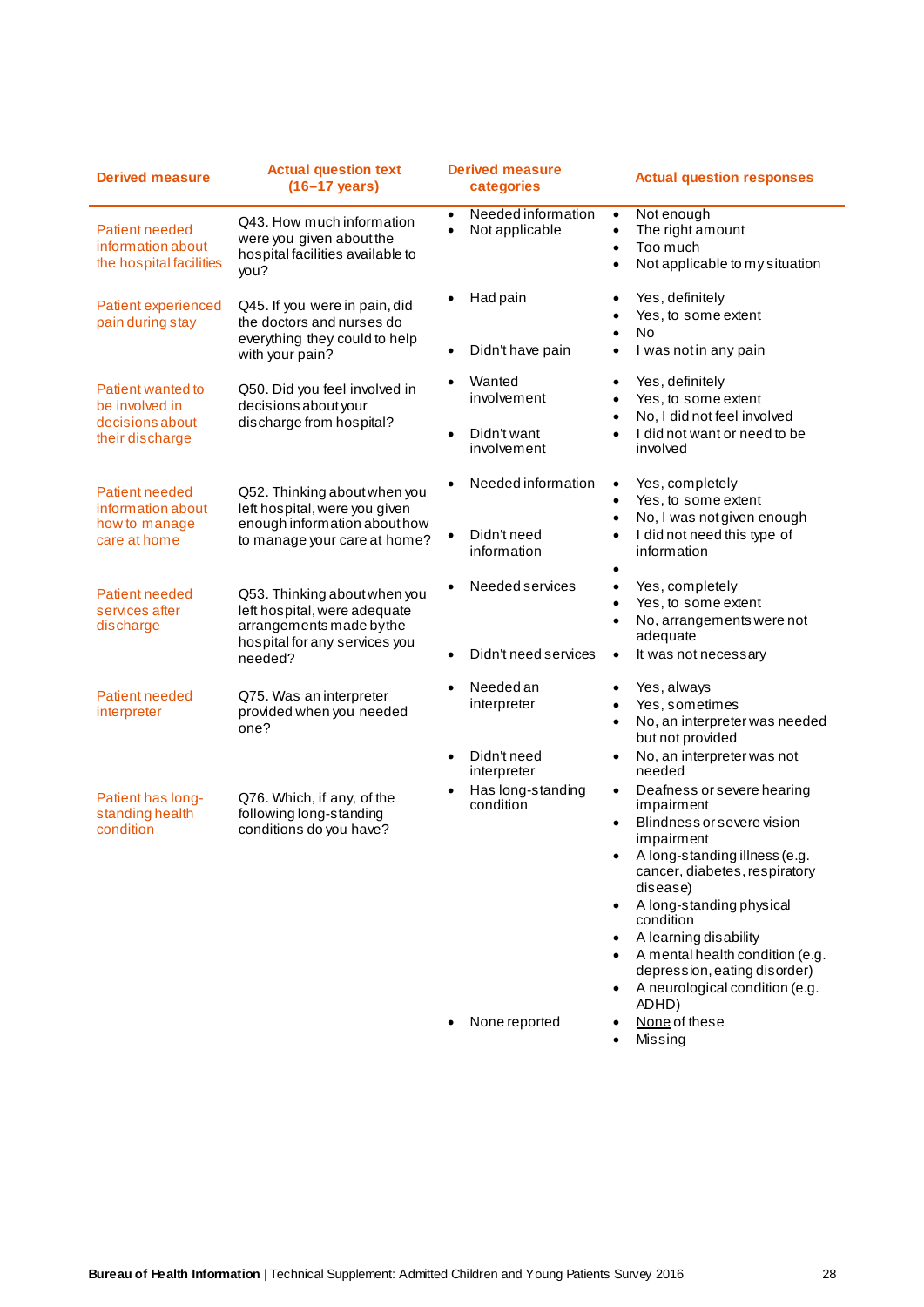| Derived measure | Actual question text (16–17 years) | Derived measure categories | Actual question responses |
|---|---|---|---|
| Patient needed information about the hospital facilities | Q43. How much information were you given about the hospital facilities available to you? | • Needed information<br>• Not applicable | • Not enough<br>• The right amount<br>• Too much<br>• Not applicable to my situation |
| Patient experienced pain during stay | Q45. If you were in pain, did the doctors and nurses do everything they could to help with your pain? | • Had pain<br><br><br>• Didn't have pain | • Yes, definitely<br>• Yes, to some extent<br>• No<br>• I was not in any pain |
| Patient wanted to be involved in decisions about their discharge | Q50. Did you feel involved in decisions about your discharge from hospital? | • Wanted involvement<br><br>• Didn't want involvement | • Yes, definitely<br>• Yes, to some extent<br>• No, I did not feel involved<br>• I did not want or need to be involved |
| Patient needed information about how to manage care at home | Q52. Thinking about when you left hospital, were you given enough information about how to manage your care at home? | • Needed information<br><br><br>• Didn't need information | • Yes, completely<br>• Yes, to some extent<br>• No, I was not given enough<br>• I did not need this type of information<br>• |
| Patient needed services after discharge | Q53. Thinking about when you left hospital, were adequate arrangements made by the hospital for any services you needed? | • Needed services<br><br><br>• Didn't need services | • Yes, completely<br>• Yes, to some extent<br>• No, arrangements were not adequate<br>• It was not necessary |
| Patient needed interpreter | Q75. Was an interpreter provided when you needed one? | • Needed an interpreter<br><br><br>• Didn't need interpreter | • Yes, always<br>• Yes, sometimes<br>• No, an interpreter was needed but not provided<br>• No, an interpreter was not needed |
| Patient has long-standing health condition | Q76. Which, if any, of the following long-standing conditions do you have? | • Has long-standing condition<br><br><br><br><br><br><br><br>• None reported | • Deafness or severe hearing impairment<br>• Blindness or severe vision impairment<br>• A long-standing illness (e.g. cancer, diabetes, respiratory disease)<br>• A long-standing physical condition<br>• A learning disability<br>• A mental health condition (e.g. depression, eating disorder)<br>• A neurological condition (e.g. ADHD)<br>• None of these<br>• Missing |